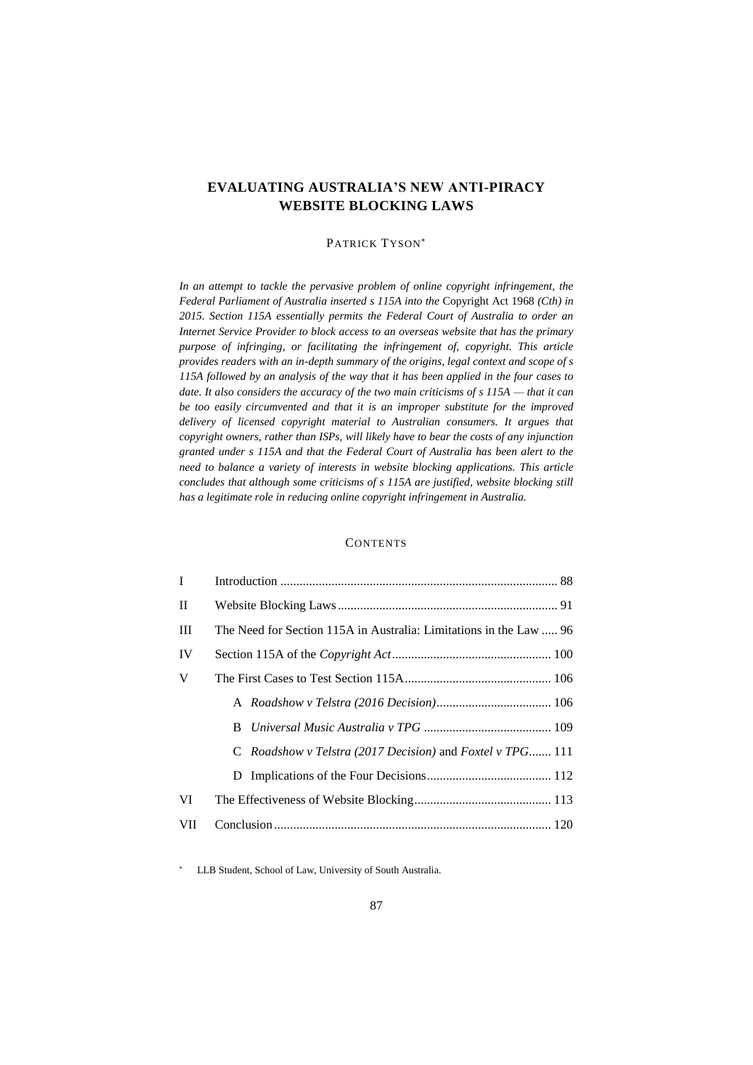# EVALUATING AUSTRALIA'S NEW ANTI-PIRACY WEBSITE BLOCKING LAWS

PATRICK TYSON[*]

*In an attempt to tackle the pervasive problem of online copyright infringement, the Federal Parliament of Australia inserted s 115A into the* Copyright Act 1968 *(Cth) in 2015. Section 115A essentially permits the Federal Court of Australia to order an Internet Service Provider to block access to an overseas website that has the primary purpose of infringing, or facilitating the infringement of, copyright. This article provides readers with an in-depth summary of the origins, legal context and scope of s 115A followed by an analysis of the way that it has been applied in the four cases to date. It also considers the accuracy of the two main criticisms of s 115A — that it can be too easily circumvented and that it is an improper substitute for the improved delivery of licensed copyright material to Australian consumers. It argues that copyright owners, rather than ISPs, will likely have to bear the costs of any injunction granted under s 115A and that the Federal Court of Australia has been alert to the need to balance a variety of interests in website blocking applications. This article concludes that although some criticisms of s 115A are justified, website blocking still has a legitimate role in reducing online copyright infringement in Australia.*

## CONTENTS

| | | |
|---|---|---|
| I | Introduction | 88 |
| II | Website Blocking Laws | 91 |
| III | The Need for Section 115A in Australia: Limitations in the Law | 96 |
| IV | Section 115A of the *Copyright Act* | 100 |
| V | The First Cases to Test Section 115A | 106 |
| | A *Roadshow v Telstra (2016 Decision)* | 106 |
| | B *Universal Music Australia v TPG* | 109 |
| | C *Roadshow v Telstra (2017 Decision)* and *Foxtel v TPG* | 111 |
| | D Implications of the Four Decisions | 112 |
| VI | The Effectiveness of Website Blocking | 113 |
| VII | Conclusion | 120 |

[*] LLB Student, School of Law, University of South Australia.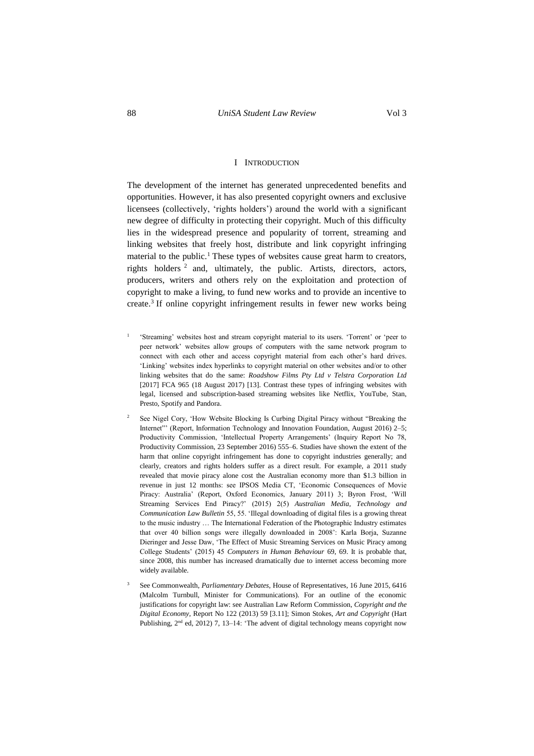# I Introduction

The development of the internet has generated unprecedented benefits and opportunities. However, it has also presented copyright owners and exclusive licensees (collectively, 'rights holders') around the world with a significant new degree of difficulty in protecting their copyright. Much of this difficulty lies in the widespread presence and popularity of torrent, streaming and linking websites that freely host, distribute and link copyright infringing material to the public.[1] These types of websites cause great harm to creators, rights holders [2] and, ultimately, the public. Artists, directors, actors, producers, writers and others rely on the exploitation and protection of copyright to make a living, to fund new works and to provide an incentive to create.[3] If online copyright infringement results in fewer new works being

[1] 'Streaming' websites host and stream copyright material to its users. 'Torrent' or 'peer to peer network' websites allow groups of computers with the same network program to connect with each other and access copyright material from each other's hard drives. 'Linking' websites index hyperlinks to copyright material on other websites and/or to other linking websites that do the same: *Roadshow Films Pty Ltd v Telstra Corporation Ltd* [2017] FCA 965 (18 August 2017) [13]. Contrast these types of infringing websites with legal, licensed and subscription-based streaming websites like Netflix, YouTube, Stan, Presto, Spotify and Pandora.

[2] See Nigel Cory, 'How Website Blocking Is Curbing Digital Piracy without "Breaking the Internet"' (Report, Information Technology and Innovation Foundation, August 2016) 2–5; Productivity Commission, 'Intellectual Property Arrangements' (Inquiry Report No 78, Productivity Commission, 23 September 2016) 555–6. Studies have shown the extent of the harm that online copyright infringement has done to copyright industries generally; and clearly, creators and rights holders suffer as a direct result. For example, a 2011 study revealed that movie piracy alone cost the Australian economy more than $1.3 billion in revenue in just 12 months: see IPSOS Media CT, 'Economic Consequences of Movie Piracy: Australia' (Report, Oxford Economics, January 2011) 3; Byron Frost, 'Will Streaming Services End Piracy?' (2015) 2(5) *Australian Media, Technology and Communication Law Bulletin* 55, 55. 'Illegal downloading of digital files is a growing threat to the music industry … The International Federation of the Photographic Industry estimates that over 40 billion songs were illegally downloaded in 2008': Karla Borja, Suzanne Dieringer and Jesse Daw, 'The Effect of Music Streaming Services on Music Piracy among College Students' (2015) 45 *Computers in Human Behaviour* 69, 69. It is probable that, since 2008, this number has increased dramatically due to internet access becoming more widely available.

[3] See Commonwealth, *Parliamentary Debates*, House of Representatives, 16 June 2015, 6416 (Malcolm Turnbull, Minister for Communications). For an outline of the economic justifications for copyright law: see Australian Law Reform Commission, *Copyright and the Digital Economy*, Report No 122 (2013) 59 [3.11]; Simon Stokes, *Art and Copyright* (Hart Publishing, 2nd ed, 2012) 7, 13–14: 'The advent of digital technology means copyright now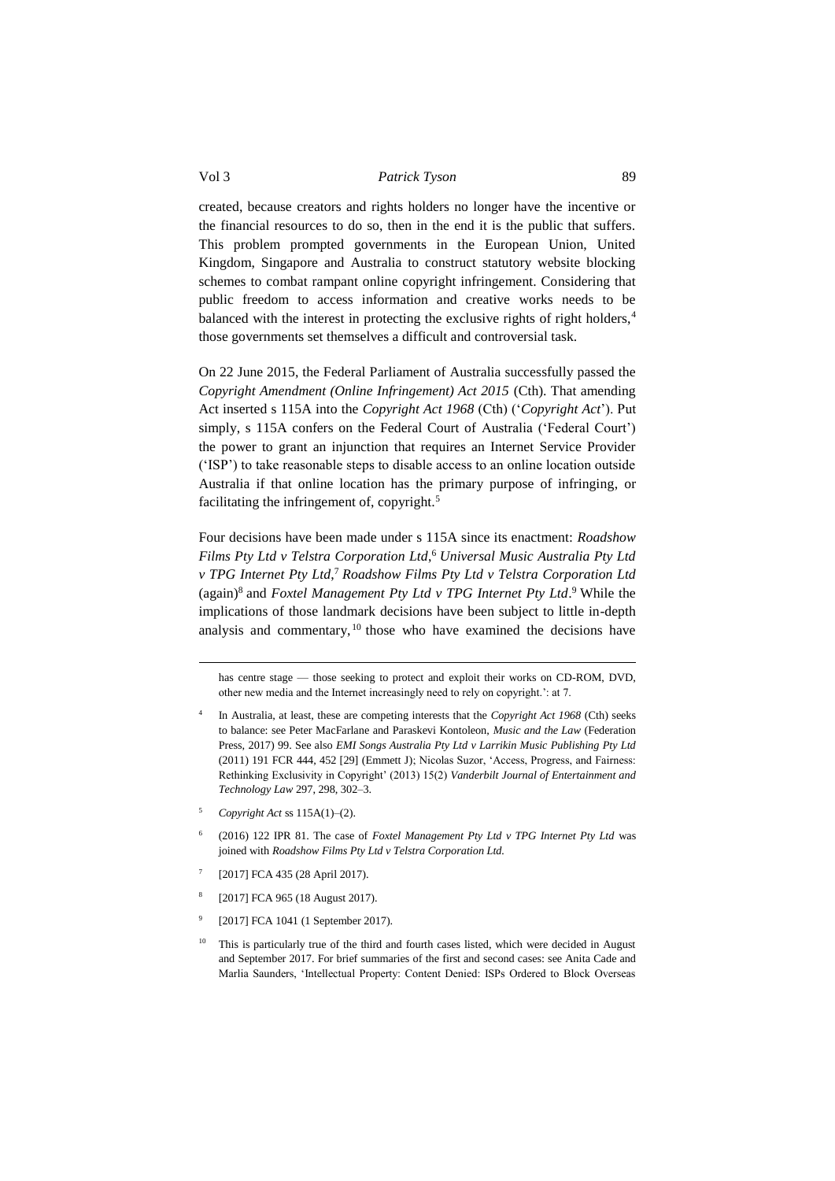created, because creators and rights holders no longer have the incentive or the financial resources to do so, then in the end it is the public that suffers. This problem prompted governments in the European Union, United Kingdom, Singapore and Australia to construct statutory website blocking schemes to combat rampant online copyright infringement. Considering that public freedom to access information and creative works needs to be balanced with the interest in protecting the exclusive rights of right holders,[4] those governments set themselves a difficult and controversial task.

On 22 June 2015, the Federal Parliament of Australia successfully passed the *Copyright Amendment (Online Infringement) Act 2015* (Cth). That amending Act inserted s 115A into the *Copyright Act 1968* (Cth) ('*Copyright Act*'). Put simply, s 115A confers on the Federal Court of Australia ('Federal Court') the power to grant an injunction that requires an Internet Service Provider ('ISP') to take reasonable steps to disable access to an online location outside Australia if that online location has the primary purpose of infringing, or facilitating the infringement of, copyright.[5]

Four decisions have been made under s 115A since its enactment: *Roadshow Films Pty Ltd v Telstra Corporation Ltd*,[6] *Universal Music Australia Pty Ltd v TPG Internet Pty Ltd*,[7] *Roadshow Films Pty Ltd v Telstra Corporation Ltd* (again)[8] and *Foxtel Management Pty Ltd v TPG Internet Pty Ltd*.[9] While the implications of those landmark decisions have been subject to little in-depth analysis and commentary,[10] those who have examined the decisions have

---

has centre stage — those seeking to protect and exploit their works on CD-ROM, DVD, other new media and the Internet increasingly need to rely on copyright.': at 7.

[4] In Australia, at least, these are competing interests that the *Copyright Act 1968* (Cth) seeks to balance: see Peter MacFarlane and Paraskevi Kontoleon, *Music and the Law* (Federation Press, 2017) 99. See also *EMI Songs Australia Pty Ltd v Larrikin Music Publishing Pty Ltd* (2011) 191 FCR 444, 452 [29] (Emmett J); Nicolas Suzor, 'Access, Progress, and Fairness: Rethinking Exclusivity in Copyright' (2013) 15(2) *Vanderbilt Journal of Entertainment and Technology Law* 297, 298, 302–3.

[5] *Copyright Act* ss 115A(1)–(2).

[6] (2016) 122 IPR 81. The case of *Foxtel Management Pty Ltd v TPG Internet Pty Ltd* was joined with *Roadshow Films Pty Ltd v Telstra Corporation Ltd*.

[7] [2017] FCA 435 (28 April 2017).

[8] [2017] FCA 965 (18 August 2017).

[9] [2017] FCA 1041 (1 September 2017).

[10] This is particularly true of the third and fourth cases listed, which were decided in August and September 2017. For brief summaries of the first and second cases: see Anita Cade and Marlia Saunders, 'Intellectual Property: Content Denied: ISPs Ordered to Block Overseas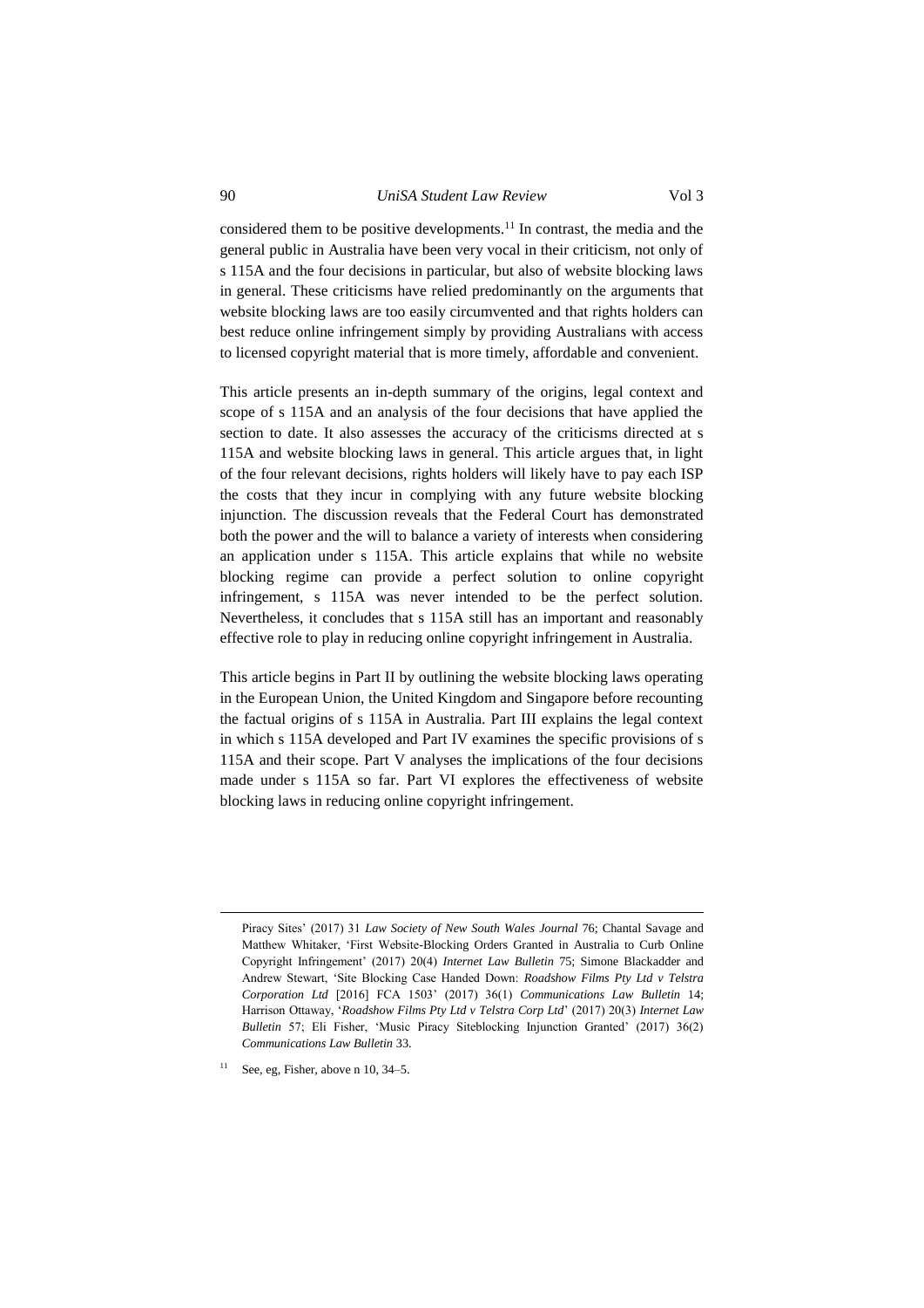considered them to be positive developments.[11] In contrast, the media and the general public in Australia have been very vocal in their criticism, not only of s 115A and the four decisions in particular, but also of website blocking laws in general. These criticisms have relied predominantly on the arguments that website blocking laws are too easily circumvented and that rights holders can best reduce online infringement simply by providing Australians with access to licensed copyright material that is more timely, affordable and convenient.

This article presents an in-depth summary of the origins, legal context and scope of s 115A and an analysis of the four decisions that have applied the section to date. It also assesses the accuracy of the criticisms directed at s 115A and website blocking laws in general. This article argues that, in light of the four relevant decisions, rights holders will likely have to pay each ISP the costs that they incur in complying with any future website blocking injunction. The discussion reveals that the Federal Court has demonstrated both the power and the will to balance a variety of interests when considering an application under s 115A. This article explains that while no website blocking regime can provide a perfect solution to online copyright infringement, s 115A was never intended to be the perfect solution. Nevertheless, it concludes that s 115A still has an important and reasonably effective role to play in reducing online copyright infringement in Australia.

This article begins in Part II by outlining the website blocking laws operating in the European Union, the United Kingdom and Singapore before recounting the factual origins of s 115A in Australia. Part III explains the legal context in which s 115A developed and Part IV examines the specific provisions of s 115A and their scope. Part V analyses the implications of the four decisions made under s 115A so far. Part VI explores the effectiveness of website blocking laws in reducing online copyright infringement.

---

Piracy Sites' (2017) 31 *Law Society of New South Wales Journal* 76; Chantal Savage and Matthew Whitaker, 'First Website-Blocking Orders Granted in Australia to Curb Online Copyright Infringement' (2017) 20(4) *Internet Law Bulletin* 75; Simone Blackadder and Andrew Stewart, 'Site Blocking Case Handed Down: *Roadshow Films Pty Ltd v Telstra Corporation Ltd* [2016] FCA 1503' (2017) 36(1) *Communications Law Bulletin* 14; Harrison Ottaway, '*Roadshow Films Pty Ltd v Telstra Corp Ltd*' (2017) 20(3) *Internet Law Bulletin* 57; Eli Fisher, 'Music Piracy Siteblocking Injunction Granted' (2017) 36(2) *Communications Law Bulletin* 33.

[11] See, eg, Fisher, above n 10, 34–5.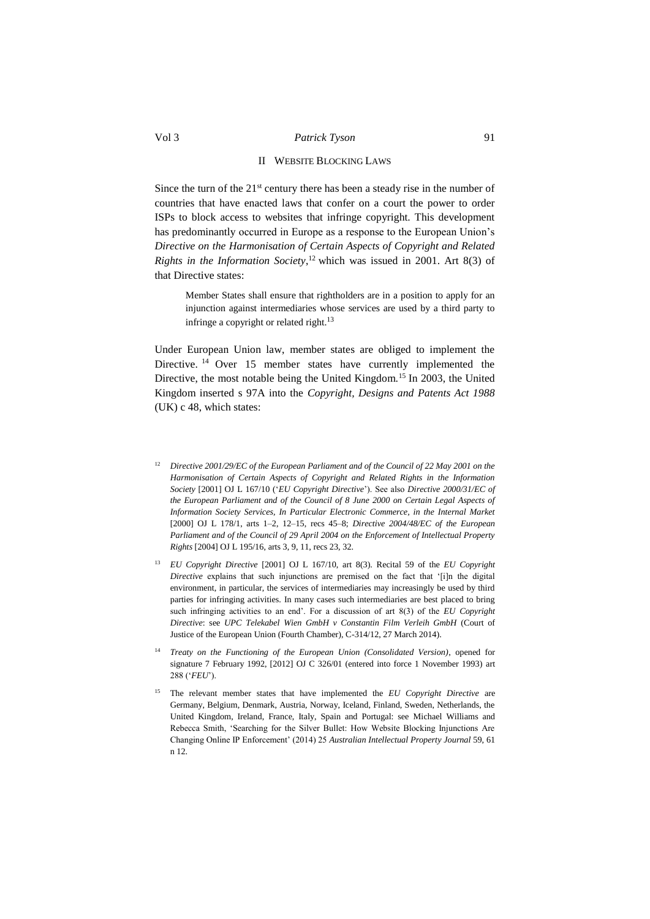## II Website Blocking Laws

Since the turn of the 21st century there has been a steady rise in the number of countries that have enacted laws that confer on a court the power to order ISPs to block access to websites that infringe copyright. This development has predominantly occurred in Europe as a response to the European Union's *Directive on the Harmonisation of Certain Aspects of Copyright and Related Rights in the Information Society*,[12] which was issued in 2001. Art 8(3) of that Directive states:

> Member States shall ensure that rightholders are in a position to apply for an injunction against intermediaries whose services are used by a third party to infringe a copyright or related right.[13]

Under European Union law, member states are obliged to implement the Directive.[14] Over 15 member states have currently implemented the Directive, the most notable being the United Kingdom.[15] In 2003, the United Kingdom inserted s 97A into the *Copyright, Designs and Patents Act 1988* (UK) c 48, which states:

---

[12] *Directive 2001/29/EC of the European Parliament and of the Council of 22 May 2001 on the Harmonisation of Certain Aspects of Copyright and Related Rights in the Information Society* [2001] OJ L 167/10 ('*EU Copyright Directive*'). See also *Directive 2000/31/EC of the European Parliament and of the Council of 8 June 2000 on Certain Legal Aspects of Information Society Services, In Particular Electronic Commerce, in the Internal Market* [2000] OJ L 178/1, arts 1–2, 12–15, recs 45–8; *Directive 2004/48/EC of the European Parliament and of the Council of 29 April 2004 on the Enforcement of Intellectual Property Rights* [2004] OJ L 195/16, arts 3, 9, 11, recs 23, 32.

[13] *EU Copyright Directive* [2001] OJ L 167/10, art 8(3). Recital 59 of the *EU Copyright Directive* explains that such injunctions are premised on the fact that '[i]n the digital environment, in particular, the services of intermediaries may increasingly be used by third parties for infringing activities. In many cases such intermediaries are best placed to bring such infringing activities to an end'. For a discussion of art 8(3) of the *EU Copyright Directive*: see *UPC Telekabel Wien GmbH v Constantin Film Verleih GmbH* (Court of Justice of the European Union (Fourth Chamber), C-314/12, 27 March 2014).

[14] *Treaty on the Functioning of the European Union (Consolidated Version)*, opened for signature 7 February 1992, [2012] OJ C 326/01 (entered into force 1 November 1993) art 288 ('*FEU*').

[15] The relevant member states that have implemented the *EU Copyright Directive* are Germany, Belgium, Denmark, Austria, Norway, Iceland, Finland, Sweden, Netherlands, the United Kingdom, Ireland, France, Italy, Spain and Portugal: see Michael Williams and Rebecca Smith, 'Searching for the Silver Bullet: How Website Blocking Injunctions Are Changing Online IP Enforcement' (2014) 25 *Australian Intellectual Property Journal* 59, 61 n 12.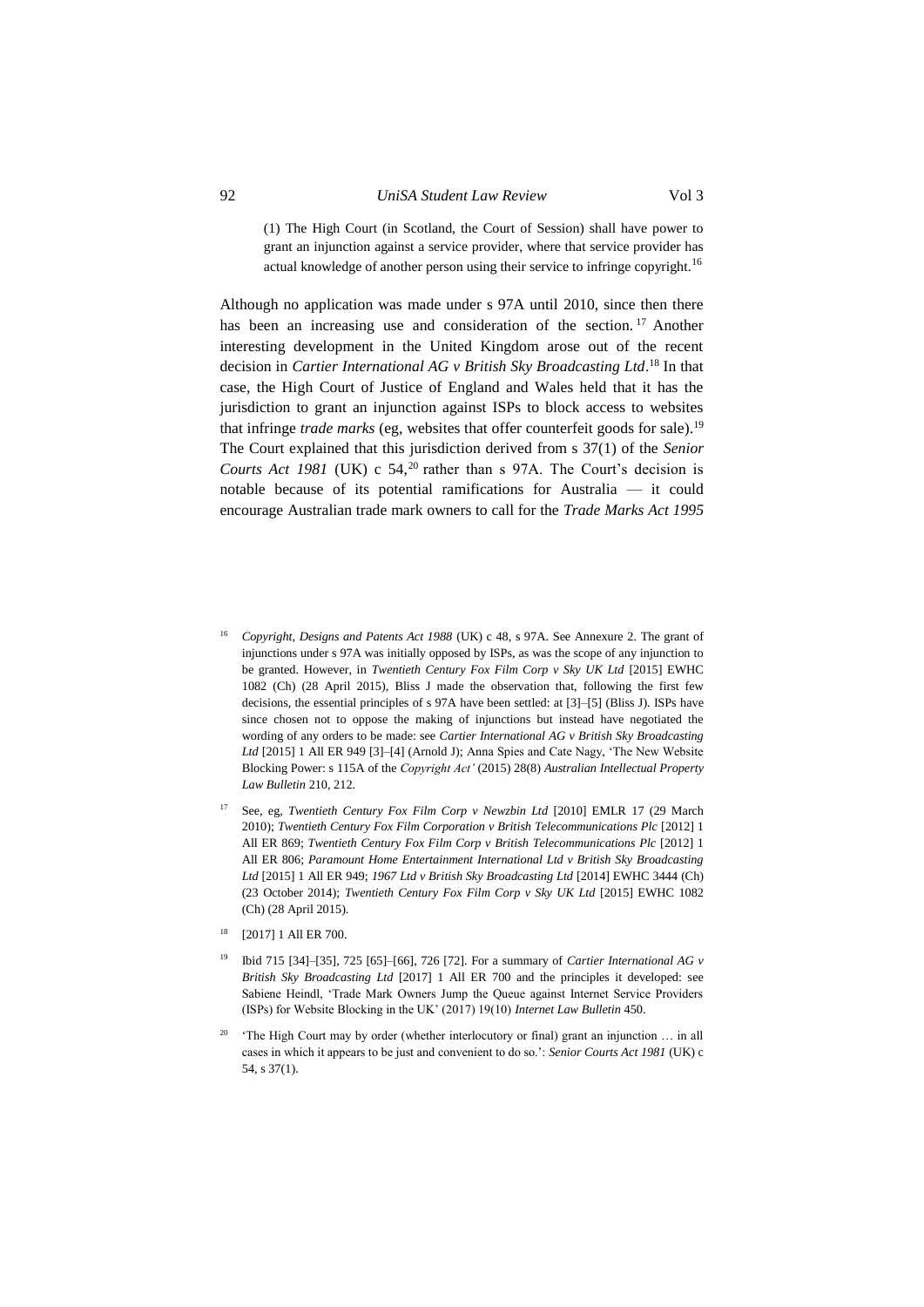> (1) The High Court (in Scotland, the Court of Session) shall have power to grant an injunction against a service provider, where that service provider has actual knowledge of another person using their service to infringe copyright.[16]

Although no application was made under s 97A until 2010, since then there has been an increasing use and consideration of the section.[17] Another interesting development in the United Kingdom arose out of the recent decision in *Cartier International AG v British Sky Broadcasting Ltd*.[18] In that case, the High Court of Justice of England and Wales held that it has the jurisdiction to grant an injunction against ISPs to block access to websites that infringe *trade marks* (eg, websites that offer counterfeit goods for sale).[19] The Court explained that this jurisdiction derived from s 37(1) of the *Senior Courts Act 1981* (UK) c 54,[20] rather than s 97A. The Court's decision is notable because of its potential ramifications for Australia — it could encourage Australian trade mark owners to call for the *Trade Marks Act 1995*

---

[16] *Copyright, Designs and Patents Act 1988* (UK) c 48, s 97A. See Annexure 2. The grant of injunctions under s 97A was initially opposed by ISPs, as was the scope of any injunction to be granted. However, in *Twentieth Century Fox Film Corp v Sky UK Ltd* [2015] EWHC 1082 (Ch) (28 April 2015), Bliss J made the observation that, following the first few decisions, the essential principles of s 97A have been settled: at [3]–[5] (Bliss J). ISPs have since chosen not to oppose the making of injunctions but instead have negotiated the wording of any orders to be made: see *Cartier International AG v British Sky Broadcasting Ltd* [2015] 1 All ER 949 [3]–[4] (Arnold J); Anna Spies and Cate Nagy, 'The New Website Blocking Power: s 115A of the *Copyright Act'* (2015) 28(8) *Australian Intellectual Property Law Bulletin* 210, 212.

[17] See, eg, *Twentieth Century Fox Film Corp v Newzbin Ltd* [2010] EMLR 17 (29 March 2010); *Twentieth Century Fox Film Corporation v British Telecommunications Plc* [2012] 1 All ER 869; *Twentieth Century Fox Film Corp v British Telecommunications Plc* [2012] 1 All ER 806; *Paramount Home Entertainment International Ltd v British Sky Broadcasting Ltd* [2015] 1 All ER 949; *1967 Ltd v British Sky Broadcasting Ltd* [2014] EWHC 3444 (Ch) (23 October 2014); *Twentieth Century Fox Film Corp v Sky UK Ltd* [2015] EWHC 1082 (Ch) (28 April 2015).

[18] [2017] 1 All ER 700.

[19] Ibid 715 [34]–[35], 725 [65]–[66], 726 [72]. For a summary of *Cartier International AG v British Sky Broadcasting Ltd* [2017] 1 All ER 700 and the principles it developed: see Sabiene Heindl, 'Trade Mark Owners Jump the Queue against Internet Service Providers (ISPs) for Website Blocking in the UK' (2017) 19(10) *Internet Law Bulletin* 450.

[20] 'The High Court may by order (whether interlocutory or final) grant an injunction … in all cases in which it appears to be just and convenient to do so.': *Senior Courts Act 1981* (UK) c 54, s 37(1).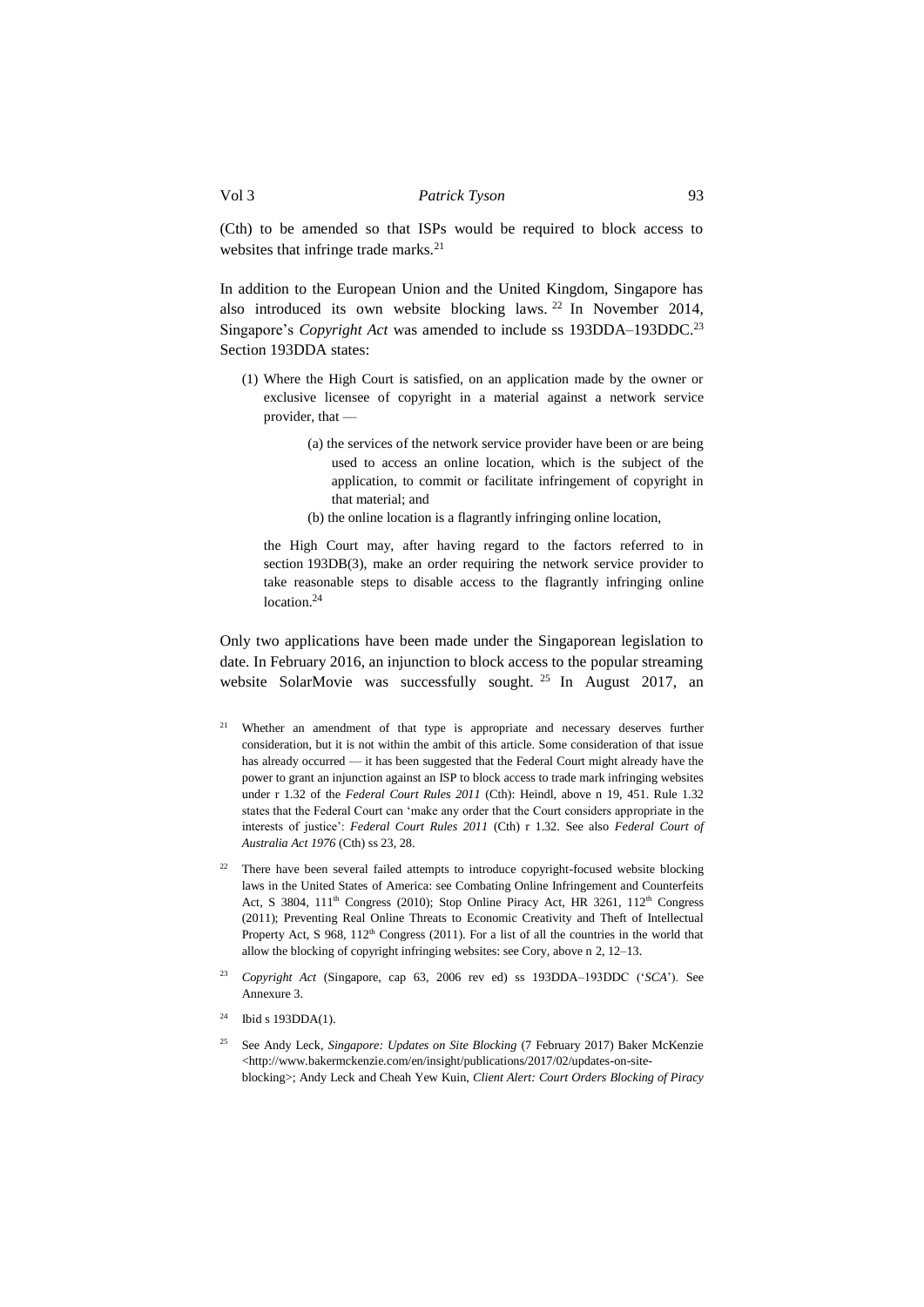(Cth) to be amended so that ISPs would be required to block access to websites that infringe trade marks.[21]

In addition to the European Union and the United Kingdom, Singapore has also introduced its own website blocking laws.[22] In November 2014, Singapore's *Copyright Act* was amended to include ss 193DDA–193DDC.[23] Section 193DDA states:

> (1) Where the High Court is satisfied, on an application made by the owner or exclusive licensee of copyright in a material against a network service provider, that —
>
> > (a) the services of the network service provider have been or are being used to access an online location, which is the subject of the application, to commit or facilitate infringement of copyright in that material; and
> >
> > (b) the online location is a flagrantly infringing online location,
>
> the High Court may, after having regard to the factors referred to in section 193DB(3), make an order requiring the network service provider to take reasonable steps to disable access to the flagrantly infringing online location.[24]

Only two applications have been made under the Singaporean legislation to date. In February 2016, an injunction to block access to the popular streaming website SolarMovie was successfully sought.[25] In August 2017, an

---

[21] Whether an amendment of that type is appropriate and necessary deserves further consideration, but it is not within the ambit of this article. Some consideration of that issue has already occurred — it has been suggested that the Federal Court might already have the power to grant an injunction against an ISP to block access to trade mark infringing websites under r 1.32 of the *Federal Court Rules 2011* (Cth): Heindl, above n 19, 451. Rule 1.32 states that the Federal Court can 'make any order that the Court considers appropriate in the interests of justice': *Federal Court Rules 2011* (Cth) r 1.32. See also *Federal Court of Australia Act 1976* (Cth) ss 23, 28.

[22] There have been several failed attempts to introduce copyright-focused website blocking laws in the United States of America: see Combating Online Infringement and Counterfeits Act, S 3804, 111th Congress (2010); Stop Online Piracy Act, HR 3261, 112th Congress (2011); Preventing Real Online Threats to Economic Creativity and Theft of Intellectual Property Act, S 968, 112th Congress (2011). For a list of all the countries in the world that allow the blocking of copyright infringing websites: see Cory, above n 2, 12–13.

[23] *Copyright Act* (Singapore, cap 63, 2006 rev ed) ss 193DDA–193DDC ('*SCA*'). See Annexure 3.

[24] Ibid s 193DDA(1).

[25] See Andy Leck, *Singapore: Updates on Site Blocking* (7 February 2017) Baker McKenzie <http://www.bakermckenzie.com/en/insight/publications/2017/02/updates-on-site-blocking>; Andy Leck and Cheah Yew Kuin, *Client Alert: Court Orders Blocking of Piracy*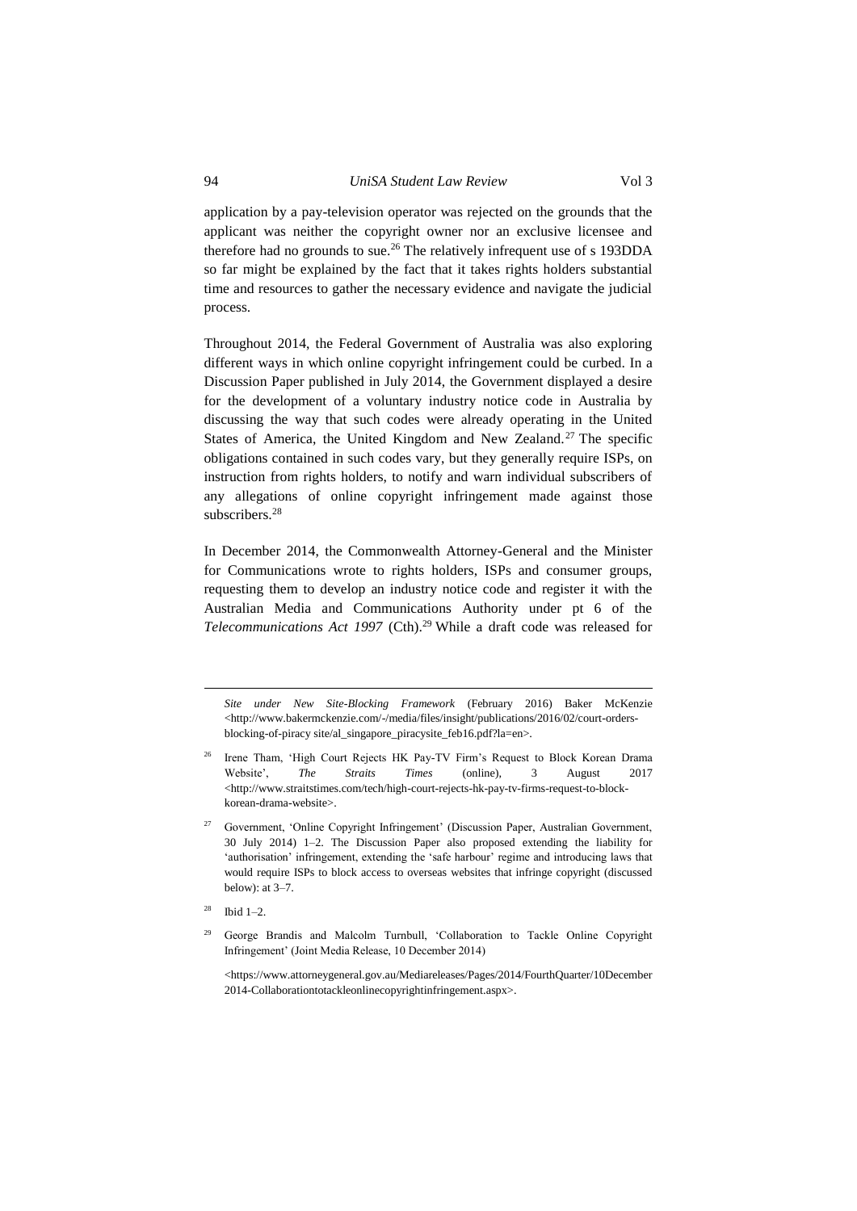application by a pay-television operator was rejected on the grounds that the applicant was neither the copyright owner nor an exclusive licensee and therefore had no grounds to sue.[26] The relatively infrequent use of s 193DDA so far might be explained by the fact that it takes rights holders substantial time and resources to gather the necessary evidence and navigate the judicial process.

Throughout 2014, the Federal Government of Australia was also exploring different ways in which online copyright infringement could be curbed. In a Discussion Paper published in July 2014, the Government displayed a desire for the development of a voluntary industry notice code in Australia by discussing the way that such codes were already operating in the United States of America, the United Kingdom and New Zealand.[27] The specific obligations contained in such codes vary, but they generally require ISPs, on instruction from rights holders, to notify and warn individual subscribers of any allegations of online copyright infringement made against those subscribers.[28]

In December 2014, the Commonwealth Attorney-General and the Minister for Communications wrote to rights holders, ISPs and consumer groups, requesting them to develop an industry notice code and register it with the Australian Media and Communications Authority under pt 6 of the *Telecommunications Act 1997* (Cth).[29] While a draft code was released for

---

*Site under New Site-Blocking Framework* (February 2016) Baker McKenzie <http://www.bakermckenzie.com/-/media/files/insight/publications/2016/02/court-orders-blocking-of-piracy site/al_singapore_piracysite_feb16.pdf?la=en>.

[26] Irene Tham, 'High Court Rejects HK Pay-TV Firm's Request to Block Korean Drama Website', *The Straits Times* (online), 3 August 2017 <http://www.straitstimes.com/tech/high-court-rejects-hk-pay-tv-firms-request-to-block-korean-drama-website>.

[27] Government, 'Online Copyright Infringement' (Discussion Paper, Australian Government, 30 July 2014) 1–2. The Discussion Paper also proposed extending the liability for 'authorisation' infringement, extending the 'safe harbour' regime and introducing laws that would require ISPs to block access to overseas websites that infringe copyright (discussed below): at 3–7.

[28] Ibid 1–2.

[29] George Brandis and Malcolm Turnbull, 'Collaboration to Tackle Online Copyright Infringement' (Joint Media Release, 10 December 2014)

<https://www.attorneygeneral.gov.au/Mediareleases/Pages/2014/FourthQuarter/10December2014-Collaborationtotackleonlinecopyrightinfringement.aspx>.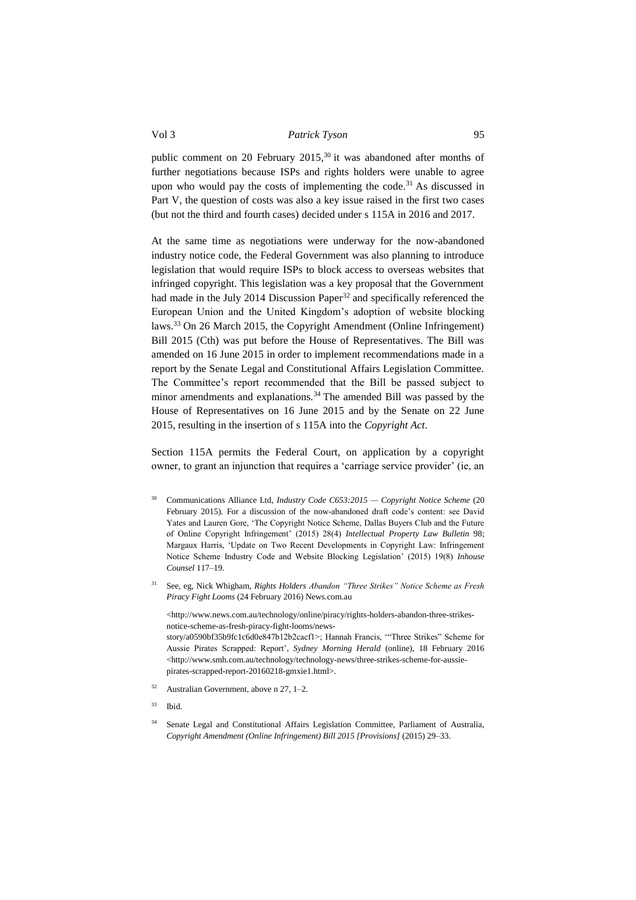public comment on 20 February 2015,[30] it was abandoned after months of further negotiations because ISPs and rights holders were unable to agree upon who would pay the costs of implementing the code.[31] As discussed in Part V, the question of costs was also a key issue raised in the first two cases (but not the third and fourth cases) decided under s 115A in 2016 and 2017.

At the same time as negotiations were underway for the now-abandoned industry notice code, the Federal Government was also planning to introduce legislation that would require ISPs to block access to overseas websites that infringed copyright. This legislation was a key proposal that the Government had made in the July 2014 Discussion Paper[32] and specifically referenced the European Union and the United Kingdom's adoption of website blocking laws.[33] On 26 March 2015, the Copyright Amendment (Online Infringement) Bill 2015 (Cth) was put before the House of Representatives. The Bill was amended on 16 June 2015 in order to implement recommendations made in a report by the Senate Legal and Constitutional Affairs Legislation Committee. The Committee's report recommended that the Bill be passed subject to minor amendments and explanations.[34] The amended Bill was passed by the House of Representatives on 16 June 2015 and by the Senate on 22 June 2015, resulting in the insertion of s 115A into the *Copyright Act*.

Section 115A permits the Federal Court, on application by a copyright owner, to grant an injunction that requires a 'carriage service provider' (ie, an

[30] Communications Alliance Ltd, *Industry Code C653:2015 — Copyright Notice Scheme* (20 February 2015). For a discussion of the now-abandoned draft code's content: see David Yates and Lauren Gore, 'The Copyright Notice Scheme, Dallas Buyers Club and the Future of Online Copyright Infringement' (2015) 28(4) *Intellectual Property Law Bulletin* 98; Margaux Harris, 'Update on Two Recent Developments in Copyright Law: Infringement Notice Scheme Industry Code and Website Blocking Legislation' (2015) 19(8) *Inhouse Counsel* 117–19.

[31] See, eg, Nick Whigham, *Rights Holders Abandon "Three Strikes" Notice Scheme as Fresh Piracy Fight Looms* (24 February 2016) News.com.au <http://www.news.com.au/technology/online/piracy/rights-holders-abandon-three-strikes-notice-scheme-as-fresh-piracy-fight-looms/news-story/a0590bf35b9fc1c6d0e847b12b2cacf1>; Hannah Francis, '"Three Strikes" Scheme for Aussie Pirates Scrapped: Report', *Sydney Morning Herald* (online), 18 February 2016 <http://www.smh.com.au/technology/technology-news/three-strikes-scheme-for-aussie-pirates-scrapped-report-20160218-gmxie1.html>.

[32] Australian Government, above n 27, 1–2.

[33] Ibid.

[34] Senate Legal and Constitutional Affairs Legislation Committee, Parliament of Australia, *Copyright Amendment (Online Infringement) Bill 2015 [Provisions]* (2015) 29–33.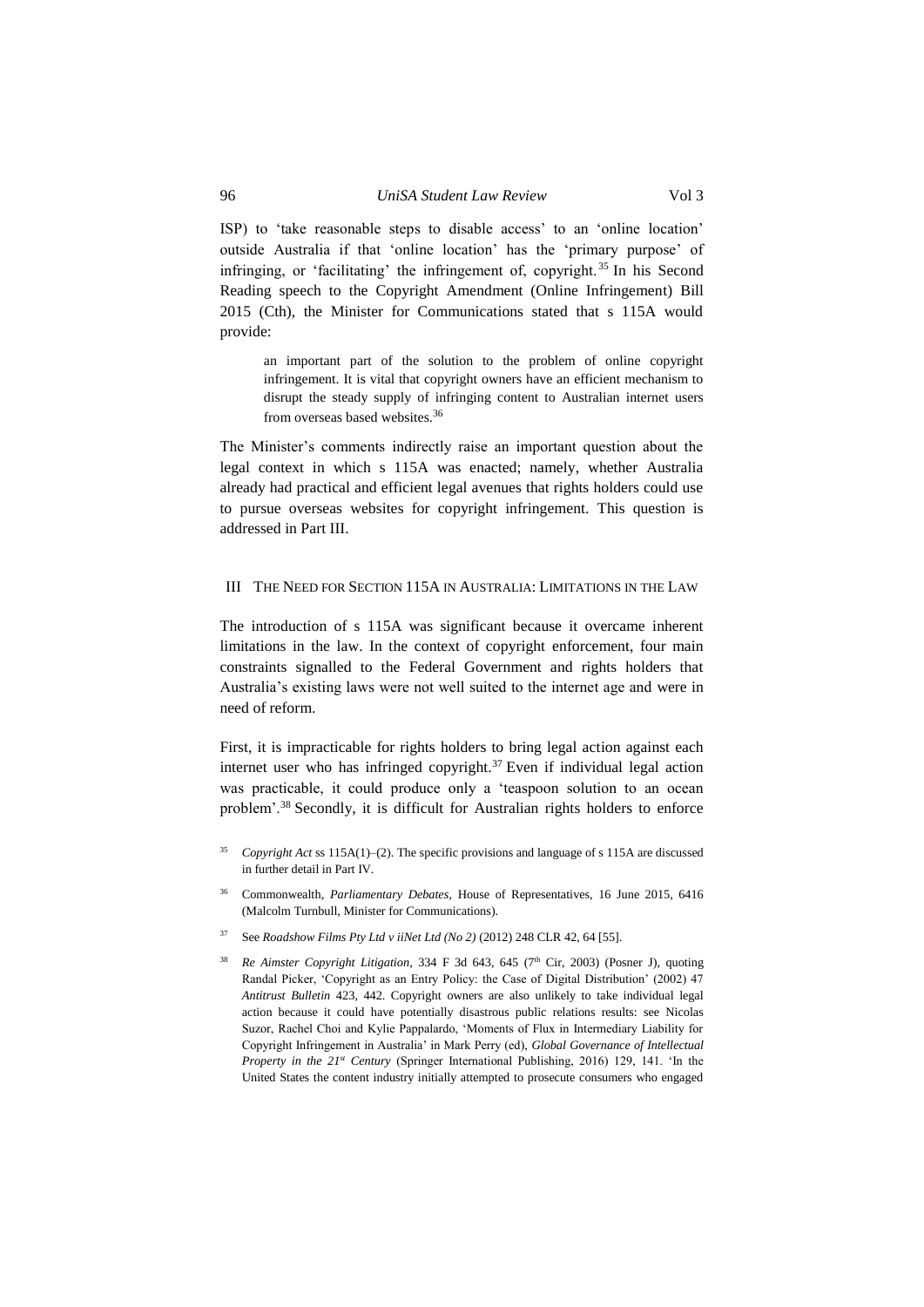ISP) to 'take reasonable steps to disable access' to an 'online location' outside Australia if that 'online location' has the 'primary purpose' of infringing, or 'facilitating' the infringement of, copyright.[35] In his Second Reading speech to the Copyright Amendment (Online Infringement) Bill 2015 (Cth), the Minister for Communications stated that s 115A would provide:

> an important part of the solution to the problem of online copyright infringement. It is vital that copyright owners have an efficient mechanism to disrupt the steady supply of infringing content to Australian internet users from overseas based websites.[36]

The Minister's comments indirectly raise an important question about the legal context in which s 115A was enacted; namely, whether Australia already had practical and efficient legal avenues that rights holders could use to pursue overseas websites for copyright infringement. This question is addressed in Part III.

## III THE NEED FOR SECTION 115A IN AUSTRALIA: LIMITATIONS IN THE LAW

The introduction of s 115A was significant because it overcame inherent limitations in the law. In the context of copyright enforcement, four main constraints signalled to the Federal Government and rights holders that Australia's existing laws were not well suited to the internet age and were in need of reform.

First, it is impracticable for rights holders to bring legal action against each internet user who has infringed copyright.[37] Even if individual legal action was practicable, it could produce only a 'teaspoon solution to an ocean problem'.[38] Secondly, it is difficult for Australian rights holders to enforce

---

[35] *Copyright Act* ss 115A(1)–(2). The specific provisions and language of s 115A are discussed in further detail in Part IV.

[36] Commonwealth, *Parliamentary Debates*, House of Representatives, 16 June 2015, 6416 (Malcolm Turnbull, Minister for Communications).

[37] See *Roadshow Films Pty Ltd v iiNet Ltd (No 2)* (2012) 248 CLR 42, 64 [55].

[38] *Re Aimster Copyright Litigation*, 334 F 3d 643, 645 (7th Cir, 2003) (Posner J), quoting Randal Picker, 'Copyright as an Entry Policy: the Case of Digital Distribution' (2002) 47 *Antitrust Bulletin* 423, 442. Copyright owners are also unlikely to take individual legal action because it could have potentially disastrous public relations results: see Nicolas Suzor, Rachel Choi and Kylie Pappalardo, 'Moments of Flux in Intermediary Liability for Copyright Infringement in Australia' in Mark Perry (ed), *Global Governance of Intellectual Property in the 21st Century* (Springer International Publishing, 2016) 129, 141. 'In the United States the content industry initially attempted to prosecute consumers who engaged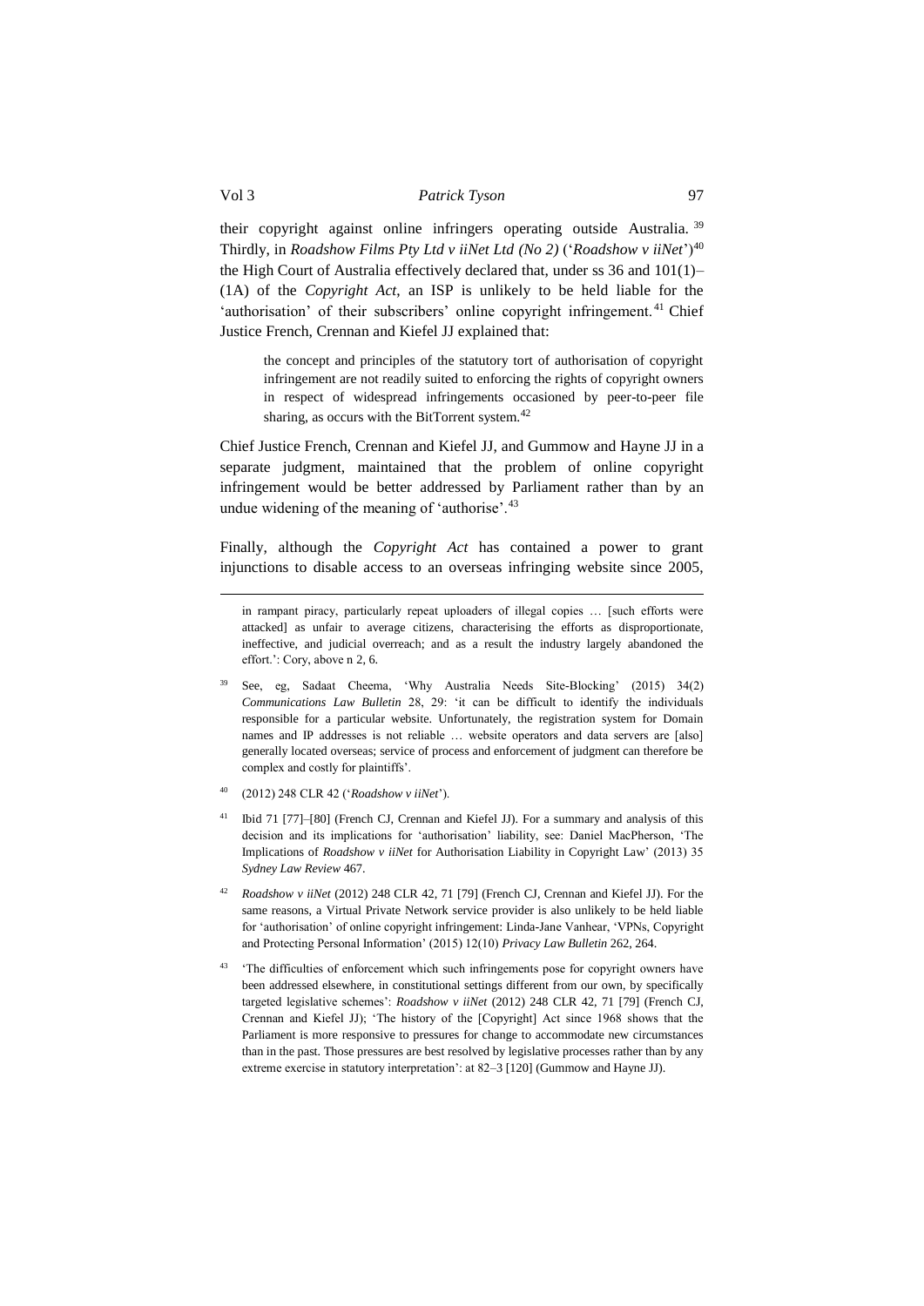their copyright against online infringers operating outside Australia.[39] Thirdly, in *Roadshow Films Pty Ltd v iiNet Ltd (No 2)* ('*Roadshow v iiNet*')[40] the High Court of Australia effectively declared that, under ss 36 and 101(1)–(1A) of the *Copyright Act*, an ISP is unlikely to be held liable for the 'authorisation' of their subscribers' online copyright infringement.[41] Chief Justice French, Crennan and Kiefel JJ explained that:

> the concept and principles of the statutory tort of authorisation of copyright infringement are not readily suited to enforcing the rights of copyright owners in respect of widespread infringements occasioned by peer-to-peer file sharing, as occurs with the BitTorrent system.[42]

Chief Justice French, Crennan and Kiefel JJ, and Gummow and Hayne JJ in a separate judgment, maintained that the problem of online copyright infringement would be better addressed by Parliament rather than by an undue widening of the meaning of 'authorise'.[43]

Finally, although the *Copyright Act* has contained a power to grant injunctions to disable access to an overseas infringing website since 2005,

---

in rampant piracy, particularly repeat uploaders of illegal copies … [such efforts were attacked] as unfair to average citizens, characterising the efforts as disproportionate, ineffective, and judicial overreach; and as a result the industry largely abandoned the effort.': Cory, above n 2, 6.

[39] See, eg, Sadaat Cheema, 'Why Australia Needs Site-Blocking' (2015) 34(2) *Communications Law Bulletin* 28, 29: 'it can be difficult to identify the individuals responsible for a particular website. Unfortunately, the registration system for Domain names and IP addresses is not reliable … website operators and data servers are [also] generally located overseas; service of process and enforcement of judgment can therefore be complex and costly for plaintiffs'.

[40] (2012) 248 CLR 42 ('*Roadshow v iiNet*').

[41] Ibid 71 [77]–[80] (French CJ, Crennan and Kiefel JJ). For a summary and analysis of this decision and its implications for 'authorisation' liability, see: Daniel MacPherson, 'The Implications of *Roadshow v iiNet* for Authorisation Liability in Copyright Law' (2013) 35 *Sydney Law Review* 467.

[42] *Roadshow v iiNet* (2012) 248 CLR 42, 71 [79] (French CJ, Crennan and Kiefel JJ). For the same reasons, a Virtual Private Network service provider is also unlikely to be held liable for 'authorisation' of online copyright infringement: Linda-Jane Vanhear, 'VPNs, Copyright and Protecting Personal Information' (2015) 12(10) *Privacy Law Bulletin* 262, 264.

[43] 'The difficulties of enforcement which such infringements pose for copyright owners have been addressed elsewhere, in constitutional settings different from our own, by specifically targeted legislative schemes': *Roadshow v iiNet* (2012) 248 CLR 42, 71 [79] (French CJ, Crennan and Kiefel JJ); 'The history of the [Copyright] Act since 1968 shows that the Parliament is more responsive to pressures for change to accommodate new circumstances than in the past. Those pressures are best resolved by legislative processes rather than by any extreme exercise in statutory interpretation': at 82–3 [120] (Gummow and Hayne JJ).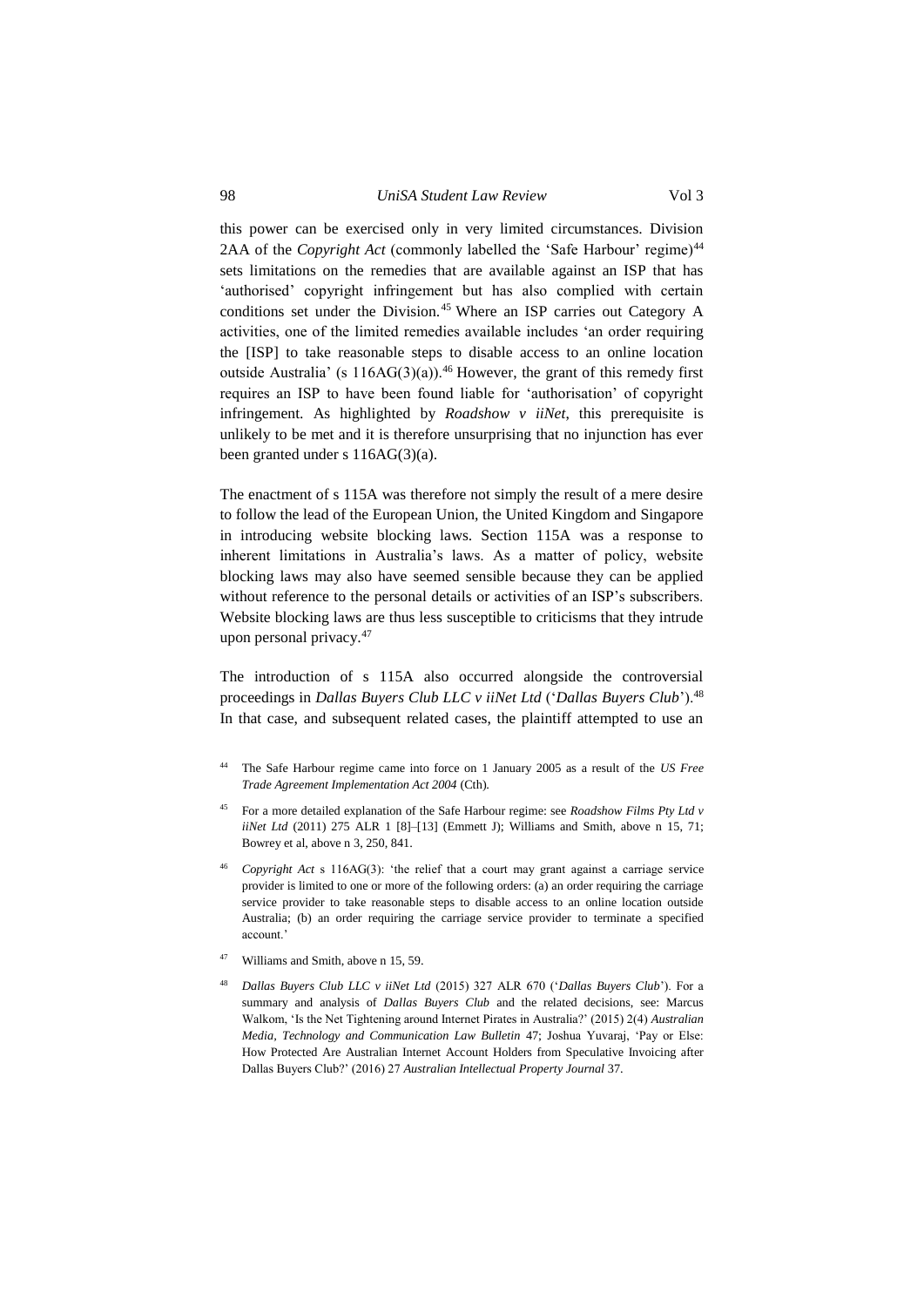this power can be exercised only in very limited circumstances. Division 2AA of the *Copyright Act* (commonly labelled the 'Safe Harbour' regime)[44] sets limitations on the remedies that are available against an ISP that has 'authorised' copyright infringement but has also complied with certain conditions set under the Division.[45] Where an ISP carries out Category A activities, one of the limited remedies available includes 'an order requiring the [ISP] to take reasonable steps to disable access to an online location outside Australia' (s 116AG(3)(a)).[46] However, the grant of this remedy first requires an ISP to have been found liable for 'authorisation' of copyright infringement. As highlighted by *Roadshow v iiNet*, this prerequisite is unlikely to be met and it is therefore unsurprising that no injunction has ever been granted under s 116AG(3)(a).

The enactment of s 115A was therefore not simply the result of a mere desire to follow the lead of the European Union, the United Kingdom and Singapore in introducing website blocking laws. Section 115A was a response to inherent limitations in Australia's laws. As a matter of policy, website blocking laws may also have seemed sensible because they can be applied without reference to the personal details or activities of an ISP's subscribers. Website blocking laws are thus less susceptible to criticisms that they intrude upon personal privacy.[47]

The introduction of s 115A also occurred alongside the controversial proceedings in *Dallas Buyers Club LLC v iiNet Ltd* ('*Dallas Buyers Club*').[48] In that case, and subsequent related cases, the plaintiff attempted to use an

[44] The Safe Harbour regime came into force on 1 January 2005 as a result of the *US Free Trade Agreement Implementation Act 2004* (Cth).

[45] For a more detailed explanation of the Safe Harbour regime: see *Roadshow Films Pty Ltd v iiNet Ltd* (2011) 275 ALR 1 [8]–[13] (Emmett J); Williams and Smith, above n 15, 71; Bowrey et al, above n 3, 250, 841.

[46] *Copyright Act* s 116AG(3): 'the relief that a court may grant against a carriage service provider is limited to one or more of the following orders: (a) an order requiring the carriage service provider to take reasonable steps to disable access to an online location outside Australia; (b) an order requiring the carriage service provider to terminate a specified account.'

[47] Williams and Smith, above n 15, 59.

[48] *Dallas Buyers Club LLC v iiNet Ltd* (2015) 327 ALR 670 ('*Dallas Buyers Club*'). For a summary and analysis of *Dallas Buyers Club* and the related decisions, see: Marcus Walkom, 'Is the Net Tightening around Internet Pirates in Australia?' (2015) 2(4) *Australian Media, Technology and Communication Law Bulletin* 47; Joshua Yuvaraj, 'Pay or Else: How Protected Are Australian Internet Account Holders from Speculative Invoicing after Dallas Buyers Club?' (2016) 27 *Australian Intellectual Property Journal* 37.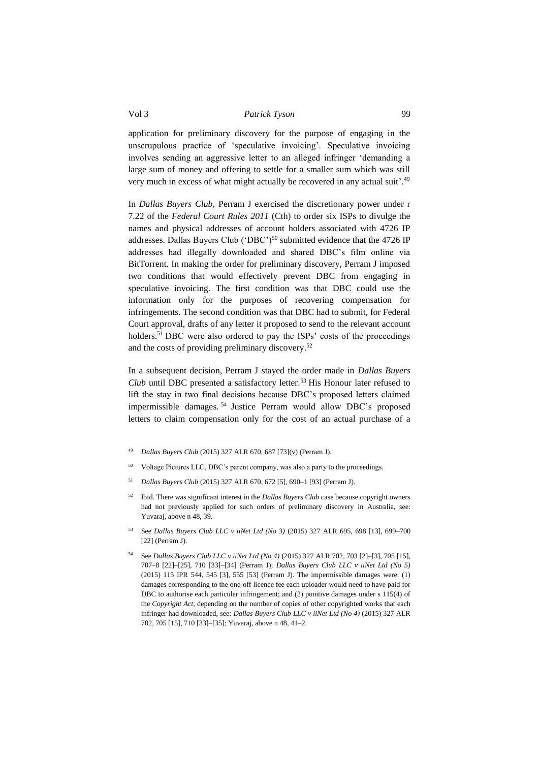application for preliminary discovery for the purpose of engaging in the unscrupulous practice of 'speculative invoicing'. Speculative invoicing involves sending an aggressive letter to an alleged infringer 'demanding a large sum of money and offering to settle for a smaller sum which was still very much in excess of what might actually be recovered in any actual suit'.[49]

In *Dallas Buyers Club*, Perram J exercised the discretionary power under r 7.22 of the *Federal Court Rules 2011* (Cth) to order six ISPs to divulge the names and physical addresses of account holders associated with 4726 IP addresses. Dallas Buyers Club ('DBC')[50] submitted evidence that the 4726 IP addresses had illegally downloaded and shared DBC's film online via BitTorrent. In making the order for preliminary discovery, Perram J imposed two conditions that would effectively prevent DBC from engaging in speculative invoicing. The first condition was that DBC could use the information only for the purposes of recovering compensation for infringements. The second condition was that DBC had to submit, for Federal Court approval, drafts of any letter it proposed to send to the relevant account holders.[51] DBC were also ordered to pay the ISPs' costs of the proceedings and the costs of providing preliminary discovery.[52]

In a subsequent decision, Perram J stayed the order made in *Dallas Buyers Club* until DBC presented a satisfactory letter.[53] His Honour later refused to lift the stay in two final decisions because DBC's proposed letters claimed impermissible damages.[54] Justice Perram would allow DBC's proposed letters to claim compensation only for the cost of an actual purchase of a

[49] *Dallas Buyers Club* (2015) 327 ALR 670, 687 [73](v) (Perram J).

[50] Voltage Pictures LLC, DBC's parent company, was also a party to the proceedings.

[51] *Dallas Buyers Club* (2015) 327 ALR 670, 672 [5], 690–1 [93] (Perram J).

[52] Ibid. There was significant interest in the *Dallas Buyers Club* case because copyright owners had not previously applied for such orders of preliminary discovery in Australia, see: Yuvaraj, above n 48, 39.

[53] See *Dallas Buyers Club LLC v iiNet Ltd (No 3)* (2015) 327 ALR 695, 698 [13], 699–700 [22] (Perram J).

[54] See *Dallas Buyers Club LLC v iiNet Ltd (No 4)* (2015) 327 ALR 702, 703 [2]–[3], 705 [15], 707–8 [22]–[25], 710 [33]–[34] (Perram J); *Dallas Buyers Club LLC v iiNet Ltd (No 5)* (2015) 115 IPR 544, 545 [3], 555 [53] (Perram J). The impermissible damages were: (1) damages corresponding to the one-off licence fee each uploader would need to have paid for DBC to authorise each particular infringement; and (2) punitive damages under s 115(4) of the *Copyright Act*, depending on the number of copies of other copyrighted works that each infringer had downloaded, see: *Dallas Buyers Club LLC v iiNet Ltd (No 4)* (2015) 327 ALR 702, 705 [15], 710 [33]–[35]; Yuvaraj, above n 48, 41–2.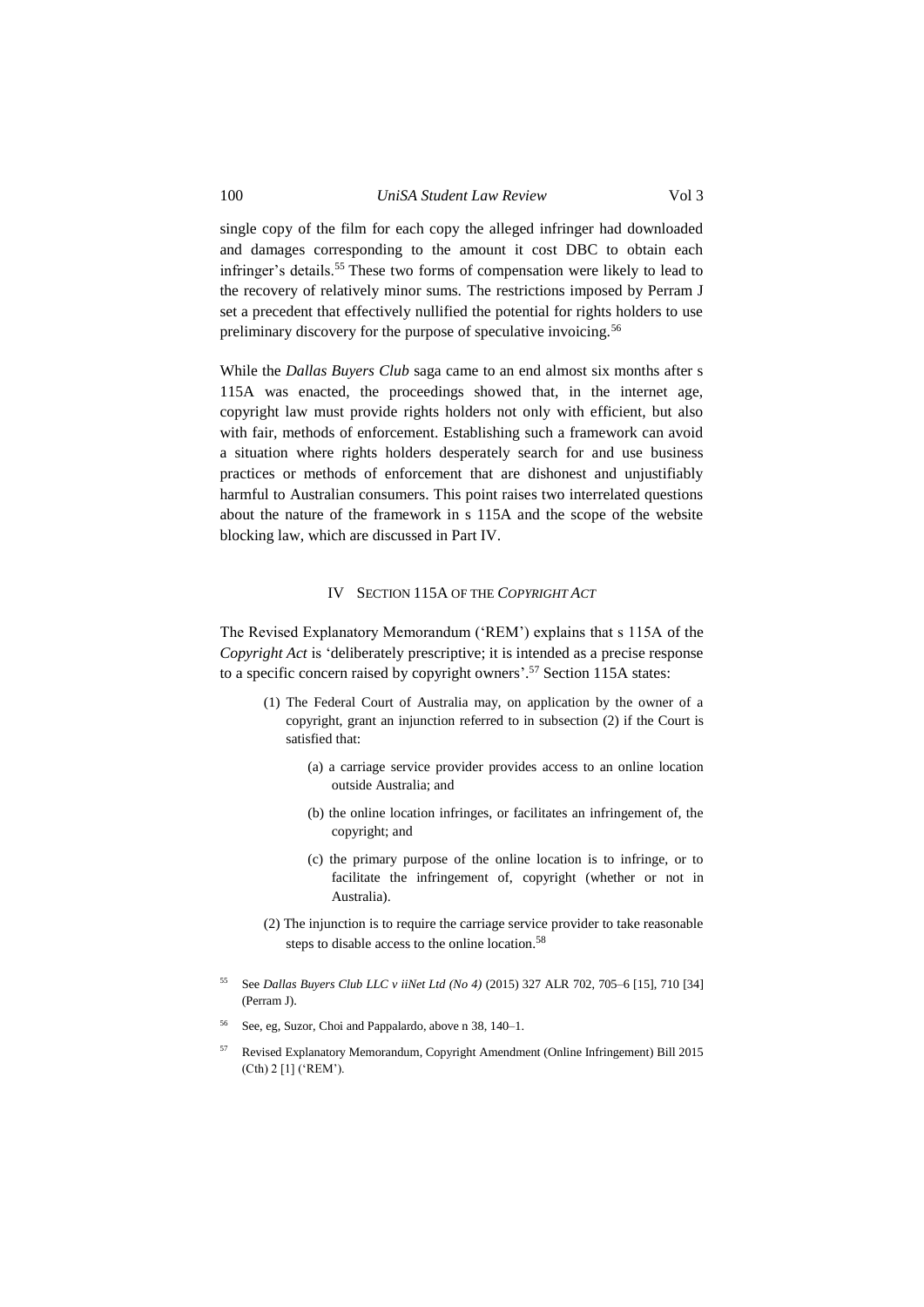single copy of the film for each copy the alleged infringer had downloaded and damages corresponding to the amount it cost DBC to obtain each infringer's details.[55] These two forms of compensation were likely to lead to the recovery of relatively minor sums. The restrictions imposed by Perram J set a precedent that effectively nullified the potential for rights holders to use preliminary discovery for the purpose of speculative invoicing.[56]

While the *Dallas Buyers Club* saga came to an end almost six months after s 115A was enacted, the proceedings showed that, in the internet age, copyright law must provide rights holders not only with efficient, but also with fair, methods of enforcement. Establishing such a framework can avoid a situation where rights holders desperately search for and use business practices or methods of enforcement that are dishonest and unjustifiably harmful to Australian consumers. This point raises two interrelated questions about the nature of the framework in s 115A and the scope of the website blocking law, which are discussed in Part IV.

## IV Section 115A of the *Copyright Act*

The Revised Explanatory Memorandum ('REM') explains that s 115A of the *Copyright Act* is 'deliberately prescriptive; it is intended as a precise response to a specific concern raised by copyright owners'.[57] Section 115A states:

> (1) The Federal Court of Australia may, on application by the owner of a copyright, grant an injunction referred to in subsection (2) if the Court is satisfied that:
>
> > (a) a carriage service provider provides access to an online location outside Australia; and
> >
> > (b) the online location infringes, or facilitates an infringement of, the copyright; and
> >
> > (c) the primary purpose of the online location is to infringe, or to facilitate the infringement of, copyright (whether or not in Australia).
>
> (2) The injunction is to require the carriage service provider to take reasonable steps to disable access to the online location.[58]

---

[55] See *Dallas Buyers Club LLC v iiNet Ltd (No 4)* (2015) 327 ALR 702, 705–6 [15], 710 [34] (Perram J).

[56] See, eg, Suzor, Choi and Pappalardo, above n 38, 140–1.

[57] Revised Explanatory Memorandum, Copyright Amendment (Online Infringement) Bill 2015 (Cth) 2 [1] ('REM').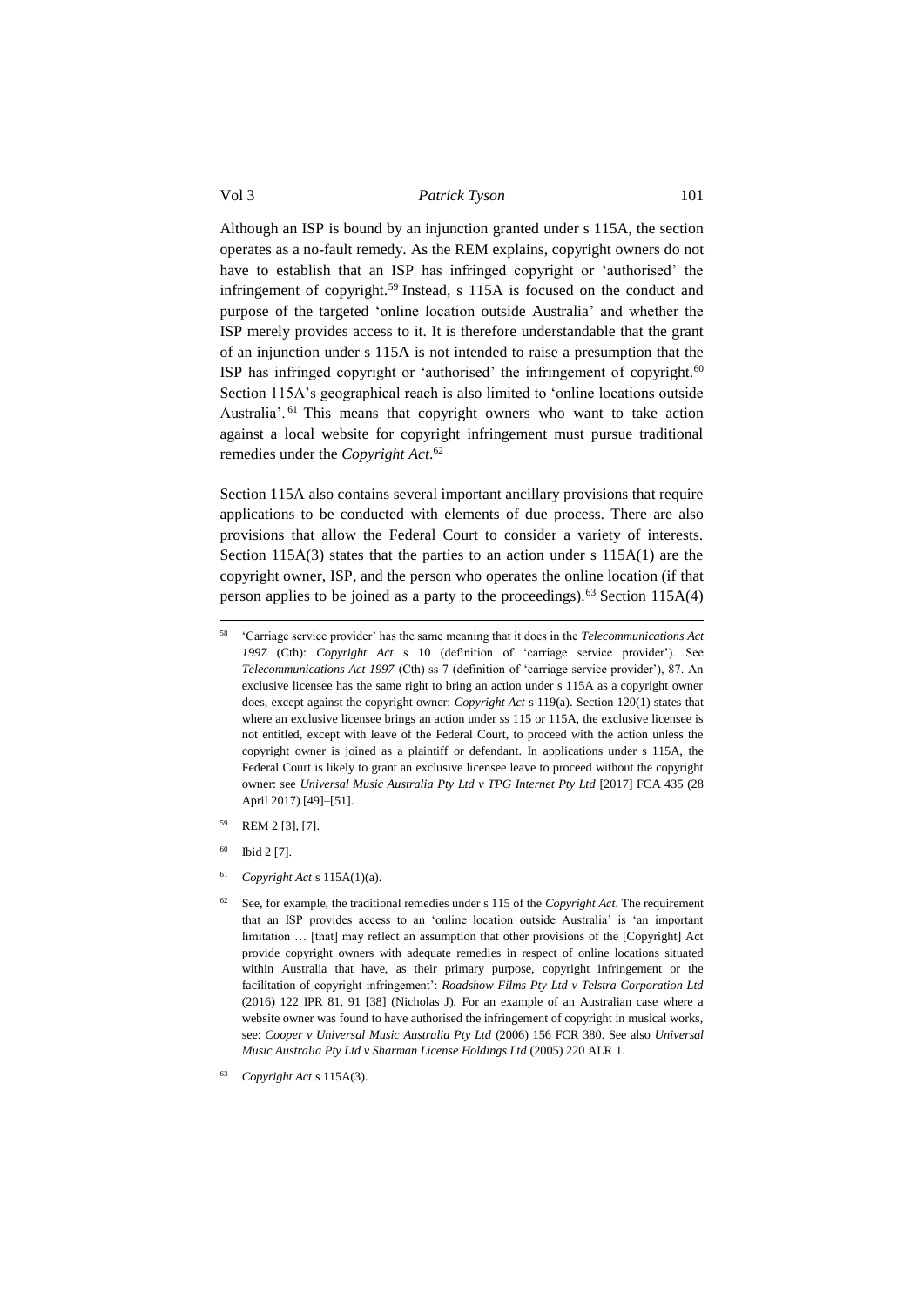Although an ISP is bound by an injunction granted under s 115A, the section operates as a no-fault remedy. As the REM explains, copyright owners do not have to establish that an ISP has infringed copyright or 'authorised' the infringement of copyright.[59] Instead, s 115A is focused on the conduct and purpose of the targeted 'online location outside Australia' and whether the ISP merely provides access to it. It is therefore understandable that the grant of an injunction under s 115A is not intended to raise a presumption that the ISP has infringed copyright or 'authorised' the infringement of copyright.[60] Section 115A's geographical reach is also limited to 'online locations outside Australia'.[61] This means that copyright owners who want to take action against a local website for copyright infringement must pursue traditional remedies under the *Copyright Act*.[62]

Section 115A also contains several important ancillary provisions that require applications to be conducted with elements of due process. There are also provisions that allow the Federal Court to consider a variety of interests. Section 115A(3) states that the parties to an action under s 115A(1) are the copyright owner, ISP, and the person who operates the online location (if that person applies to be joined as a party to the proceedings).[63] Section 115A(4)

---

[58] 'Carriage service provider' has the same meaning that it does in the *Telecommunications Act 1997* (Cth): *Copyright Act* s 10 (definition of 'carriage service provider'). See *Telecommunications Act 1997* (Cth) ss 7 (definition of 'carriage service provider'), 87. An exclusive licensee has the same right to bring an action under s 115A as a copyright owner does, except against the copyright owner: *Copyright Act* s 119(a). Section 120(1) states that where an exclusive licensee brings an action under ss 115 or 115A, the exclusive licensee is not entitled, except with leave of the Federal Court, to proceed with the action unless the copyright owner is joined as a plaintiff or defendant. In applications under s 115A, the Federal Court is likely to grant an exclusive licensee leave to proceed without the copyright owner: see *Universal Music Australia Pty Ltd v TPG Internet Pty Ltd* [2017] FCA 435 (28 April 2017) [49]–[51].

[59] REM 2 [3], [7].

[60] Ibid 2 [7].

[61] *Copyright Act* s 115A(1)(a).

[62] See, for example, the traditional remedies under s 115 of the *Copyright Act*. The requirement that an ISP provides access to an 'online location outside Australia' is 'an important limitation … [that] may reflect an assumption that other provisions of the [Copyright] Act provide copyright owners with adequate remedies in respect of online locations situated within Australia that have, as their primary purpose, copyright infringement or the facilitation of copyright infringement': *Roadshow Films Pty Ltd v Telstra Corporation Ltd* (2016) 122 IPR 81, 91 [38] (Nicholas J). For an example of an Australian case where a website owner was found to have authorised the infringement of copyright in musical works, see: *Cooper v Universal Music Australia Pty Ltd* (2006) 156 FCR 380. See also *Universal Music Australia Pty Ltd v Sharman License Holdings Ltd* (2005) 220 ALR 1.

[63] *Copyright Act* s 115A(3).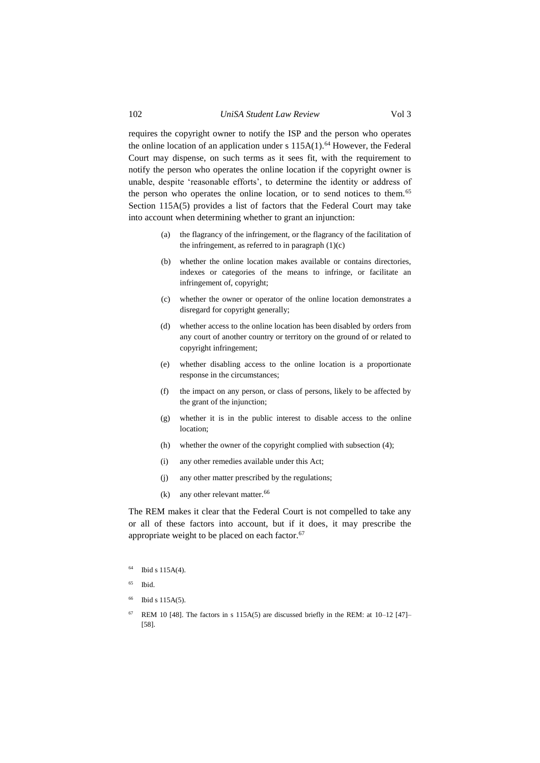requires the copyright owner to notify the ISP and the person who operates the online location of an application under s 115A(1).[64] However, the Federal Court may dispense, on such terms as it sees fit, with the requirement to notify the person who operates the online location if the copyright owner is unable, despite 'reasonable efforts', to determine the identity or address of the person who operates the online location, or to send notices to them.[65] Section 115A(5) provides a list of factors that the Federal Court may take into account when determining whether to grant an injunction:

> (a) the flagrancy of the infringement, or the flagrancy of the facilitation of the infringement, as referred to in paragraph (1)(c)
>
> (b) whether the online location makes available or contains directories, indexes or categories of the means to infringe, or facilitate an infringement of, copyright;
>
> (c) whether the owner or operator of the online location demonstrates a disregard for copyright generally;
>
> (d) whether access to the online location has been disabled by orders from any court of another country or territory on the ground of or related to copyright infringement;
>
> (e) whether disabling access to the online location is a proportionate response in the circumstances;
>
> (f) the impact on any person, or class of persons, likely to be affected by the grant of the injunction;
>
> (g) whether it is in the public interest to disable access to the online location;
>
> (h) whether the owner of the copyright complied with subsection (4);
>
> (i) any other remedies available under this Act;
>
> (j) any other matter prescribed by the regulations;
>
> (k) any other relevant matter.[66]

The REM makes it clear that the Federal Court is not compelled to take any or all of these factors into account, but if it does, it may prescribe the appropriate weight to be placed on each factor.[67]

[64] Ibid s 115A(4).

[65] Ibid.

[66] Ibid s 115A(5).

[67] REM 10 [48]. The factors in s 115A(5) are discussed briefly in the REM: at 10–12 [47]–[58].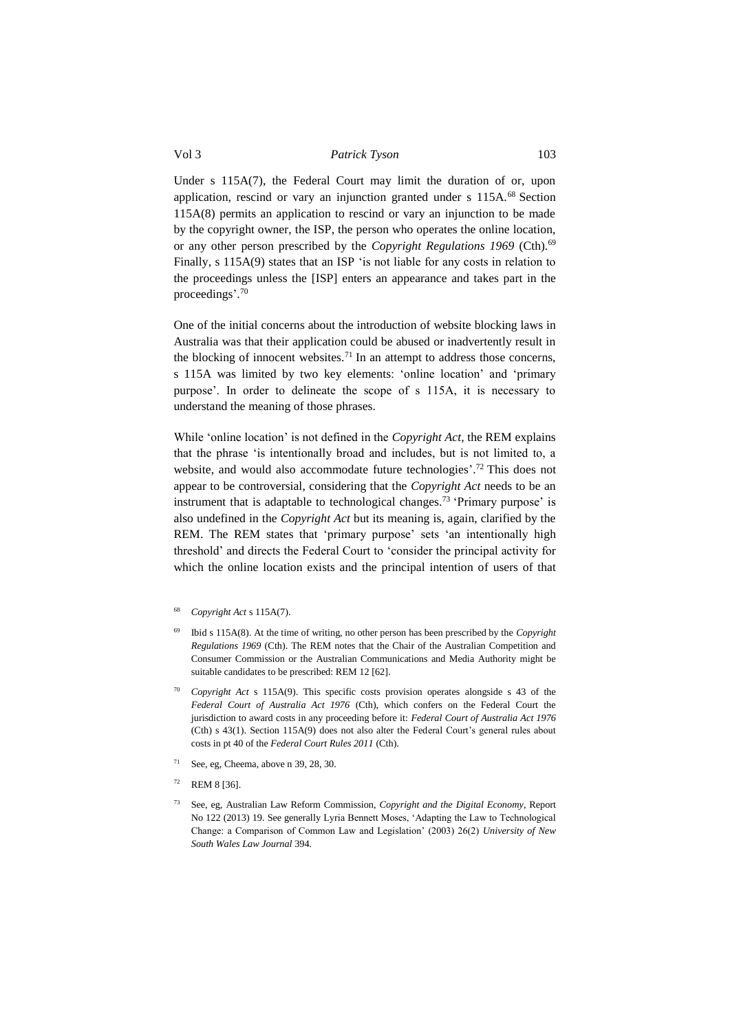Under s 115A(7), the Federal Court may limit the duration of or, upon application, rescind or vary an injunction granted under s 115A.[68] Section 115A(8) permits an application to rescind or vary an injunction to be made by the copyright owner, the ISP, the person who operates the online location, or any other person prescribed by the *Copyright Regulations 1969* (Cth).[69] Finally, s 115A(9) states that an ISP 'is not liable for any costs in relation to the proceedings unless the [ISP] enters an appearance and takes part in the proceedings'.[70]

One of the initial concerns about the introduction of website blocking laws in Australia was that their application could be abused or inadvertently result in the blocking of innocent websites.[71] In an attempt to address those concerns, s 115A was limited by two key elements: 'online location' and 'primary purpose'. In order to delineate the scope of s 115A, it is necessary to understand the meaning of those phrases.

While 'online location' is not defined in the *Copyright Act*, the REM explains that the phrase 'is intentionally broad and includes, but is not limited to, a website, and would also accommodate future technologies'.[72] This does not appear to be controversial, considering that the *Copyright Act* needs to be an instrument that is adaptable to technological changes.[73] 'Primary purpose' is also undefined in the *Copyright Act* but its meaning is, again, clarified by the REM. The REM states that 'primary purpose' sets 'an intentionally high threshold' and directs the Federal Court to 'consider the principal activity for which the online location exists and the principal intention of users of that

---

[68] *Copyright Act* s 115A(7).

[69] Ibid s 115A(8). At the time of writing, no other person has been prescribed by the *Copyright Regulations 1969* (Cth). The REM notes that the Chair of the Australian Competition and Consumer Commission or the Australian Communications and Media Authority might be suitable candidates to be prescribed: REM 12 [62].

[70] *Copyright Act* s 115A(9). This specific costs provision operates alongside s 43 of the *Federal Court of Australia Act 1976* (Cth), which confers on the Federal Court the jurisdiction to award costs in any proceeding before it: *Federal Court of Australia Act 1976* (Cth) s 43(1). Section 115A(9) does not also alter the Federal Court's general rules about costs in pt 40 of the *Federal Court Rules 2011* (Cth).

[71] See, eg, Cheema, above n 39, 28, 30.

[72] REM 8 [36].

[73] See, eg, Australian Law Reform Commission, *Copyright and the Digital Economy*, Report No 122 (2013) 19. See generally Lyria Bennett Moses, 'Adapting the Law to Technological Change: a Comparison of Common Law and Legislation' (2003) 26(2) *University of New South Wales Law Journal* 394.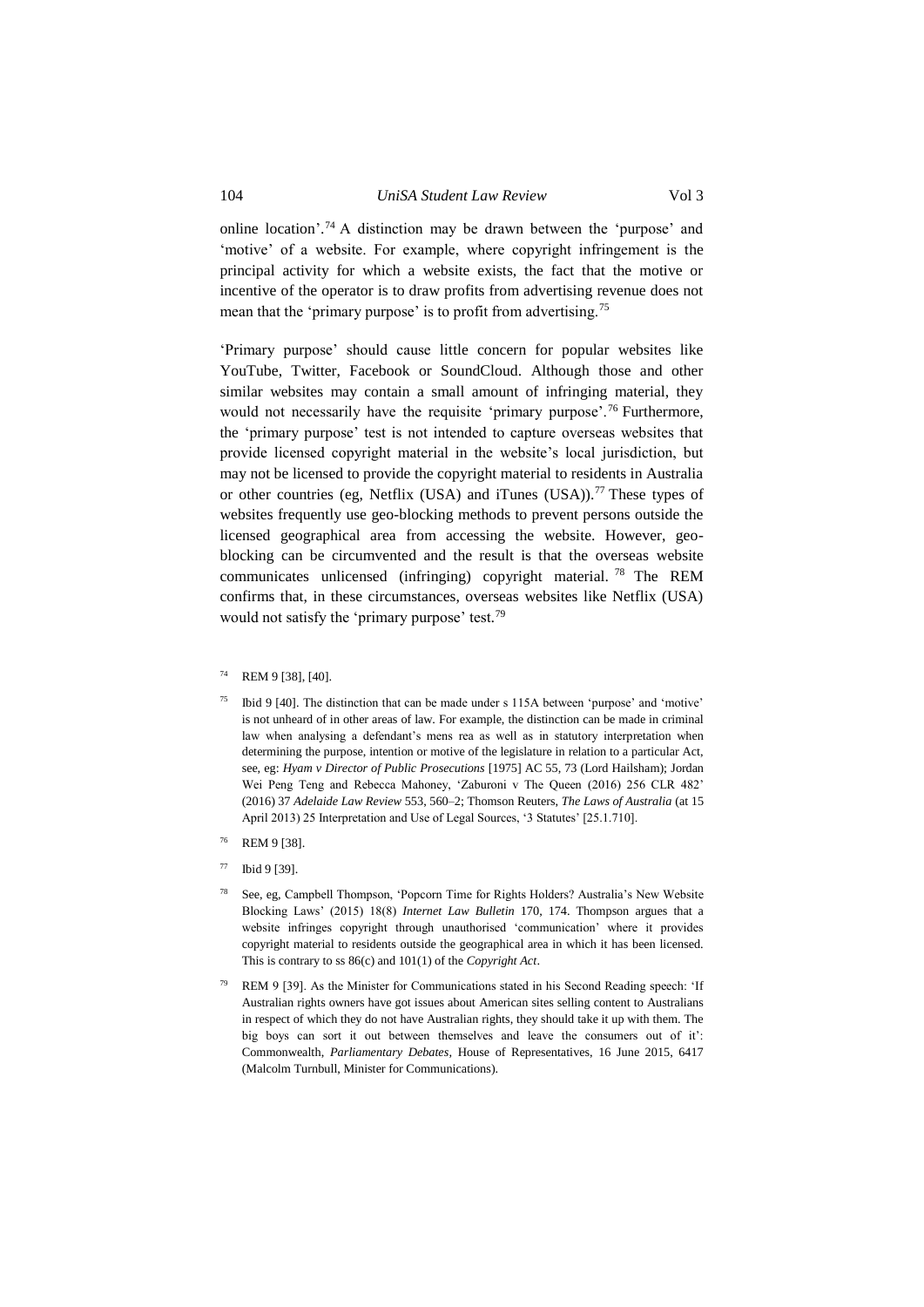online location'.[74] A distinction may be drawn between the 'purpose' and 'motive' of a website. For example, where copyright infringement is the principal activity for which a website exists, the fact that the motive or incentive of the operator is to draw profits from advertising revenue does not mean that the 'primary purpose' is to profit from advertising.[75]

'Primary purpose' should cause little concern for popular websites like YouTube, Twitter, Facebook or SoundCloud. Although those and other similar websites may contain a small amount of infringing material, they would not necessarily have the requisite 'primary purpose'.[76] Furthermore, the 'primary purpose' test is not intended to capture overseas websites that provide licensed copyright material in the website's local jurisdiction, but may not be licensed to provide the copyright material to residents in Australia or other countries (eg, Netflix (USA) and iTunes (USA)).[77] These types of websites frequently use geo-blocking methods to prevent persons outside the licensed geographical area from accessing the website. However, geo-blocking can be circumvented and the result is that the overseas website communicates unlicensed (infringing) copyright material.[78] The REM confirms that, in these circumstances, overseas websites like Netflix (USA) would not satisfy the 'primary purpose' test.[79]

[74] REM 9 [38], [40].

[75] Ibid 9 [40]. The distinction that can be made under s 115A between 'purpose' and 'motive' is not unheard of in other areas of law. For example, the distinction can be made in criminal law when analysing a defendant's mens rea as well as in statutory interpretation when determining the purpose, intention or motive of the legislature in relation to a particular Act, see, eg: *Hyam v Director of Public Prosecutions* [1975] AC 55, 73 (Lord Hailsham); Jordan Wei Peng Teng and Rebecca Mahoney, 'Zaburoni v The Queen (2016) 256 CLR 482' (2016) 37 *Adelaide Law Review* 553, 560–2; Thomson Reuters, *The Laws of Australia* (at 15 April 2013) 25 Interpretation and Use of Legal Sources, '3 Statutes' [25.1.710].

[76] REM 9 [38].

[77] Ibid 9 [39].

[78] See, eg, Campbell Thompson, 'Popcorn Time for Rights Holders? Australia's New Website Blocking Laws' (2015) 18(8) *Internet Law Bulletin* 170, 174. Thompson argues that a website infringes copyright through unauthorised 'communication' where it provides copyright material to residents outside the geographical area in which it has been licensed. This is contrary to ss 86(c) and 101(1) of the *Copyright Act*.

[79] REM 9 [39]. As the Minister for Communications stated in his Second Reading speech: 'If Australian rights owners have got issues about American sites selling content to Australians in respect of which they do not have Australian rights, they should take it up with them. The big boys can sort it out between themselves and leave the consumers out of it': Commonwealth, *Parliamentary Debates*, House of Representatives, 16 June 2015, 6417 (Malcolm Turnbull, Minister for Communications).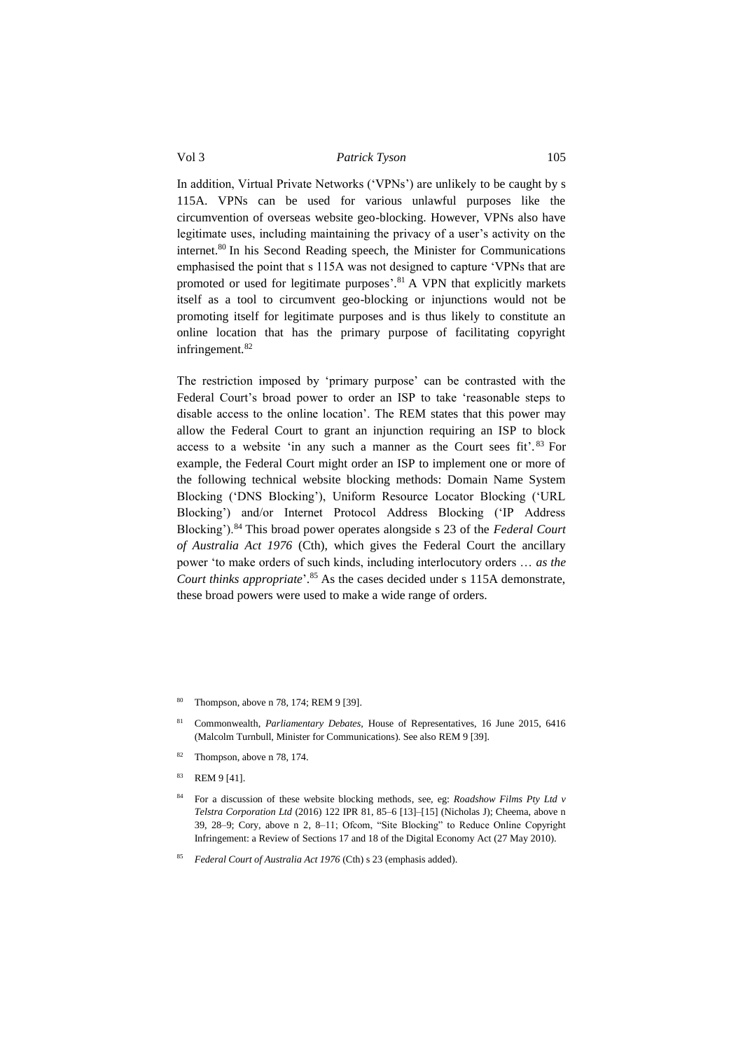In addition, Virtual Private Networks ('VPNs') are unlikely to be caught by s 115A. VPNs can be used for various unlawful purposes like the circumvention of overseas website geo-blocking. However, VPNs also have legitimate uses, including maintaining the privacy of a user's activity on the internet.[80] In his Second Reading speech, the Minister for Communications emphasised the point that s 115A was not designed to capture 'VPNs that are promoted or used for legitimate purposes'.[81] A VPN that explicitly markets itself as a tool to circumvent geo-blocking or injunctions would not be promoting itself for legitimate purposes and is thus likely to constitute an online location that has the primary purpose of facilitating copyright infringement.[82]

The restriction imposed by 'primary purpose' can be contrasted with the Federal Court's broad power to order an ISP to take 'reasonable steps to disable access to the online location'. The REM states that this power may allow the Federal Court to grant an injunction requiring an ISP to block access to a website 'in any such a manner as the Court sees fit'.[83] For example, the Federal Court might order an ISP to implement one or more of the following technical website blocking methods: Domain Name System Blocking ('DNS Blocking'), Uniform Resource Locator Blocking ('URL Blocking') and/or Internet Protocol Address Blocking ('IP Address Blocking').[84] This broad power operates alongside s 23 of the *Federal Court of Australia Act 1976* (Cth), which gives the Federal Court the ancillary power 'to make orders of such kinds, including interlocutory orders … *as the Court thinks appropriate*'.[85] As the cases decided under s 115A demonstrate, these broad powers were used to make a wide range of orders.

---

[80] Thompson, above n 78, 174; REM 9 [39].

[81] Commonwealth, *Parliamentary Debates*, House of Representatives, 16 June 2015, 6416 (Malcolm Turnbull, Minister for Communications). See also REM 9 [39].

[82] Thompson, above n 78, 174.

[83] REM 9 [41].

[84] For a discussion of these website blocking methods, see, eg: *Roadshow Films Pty Ltd v Telstra Corporation Ltd* (2016) 122 IPR 81, 85–6 [13]–[15] (Nicholas J); Cheema, above n 39, 28–9; Cory, above n 2, 8–11; Ofcom, "Site Blocking" to Reduce Online Copyright Infringement: a Review of Sections 17 and 18 of the Digital Economy Act (27 May 2010).

[85] *Federal Court of Australia Act 1976* (Cth) s 23 (emphasis added).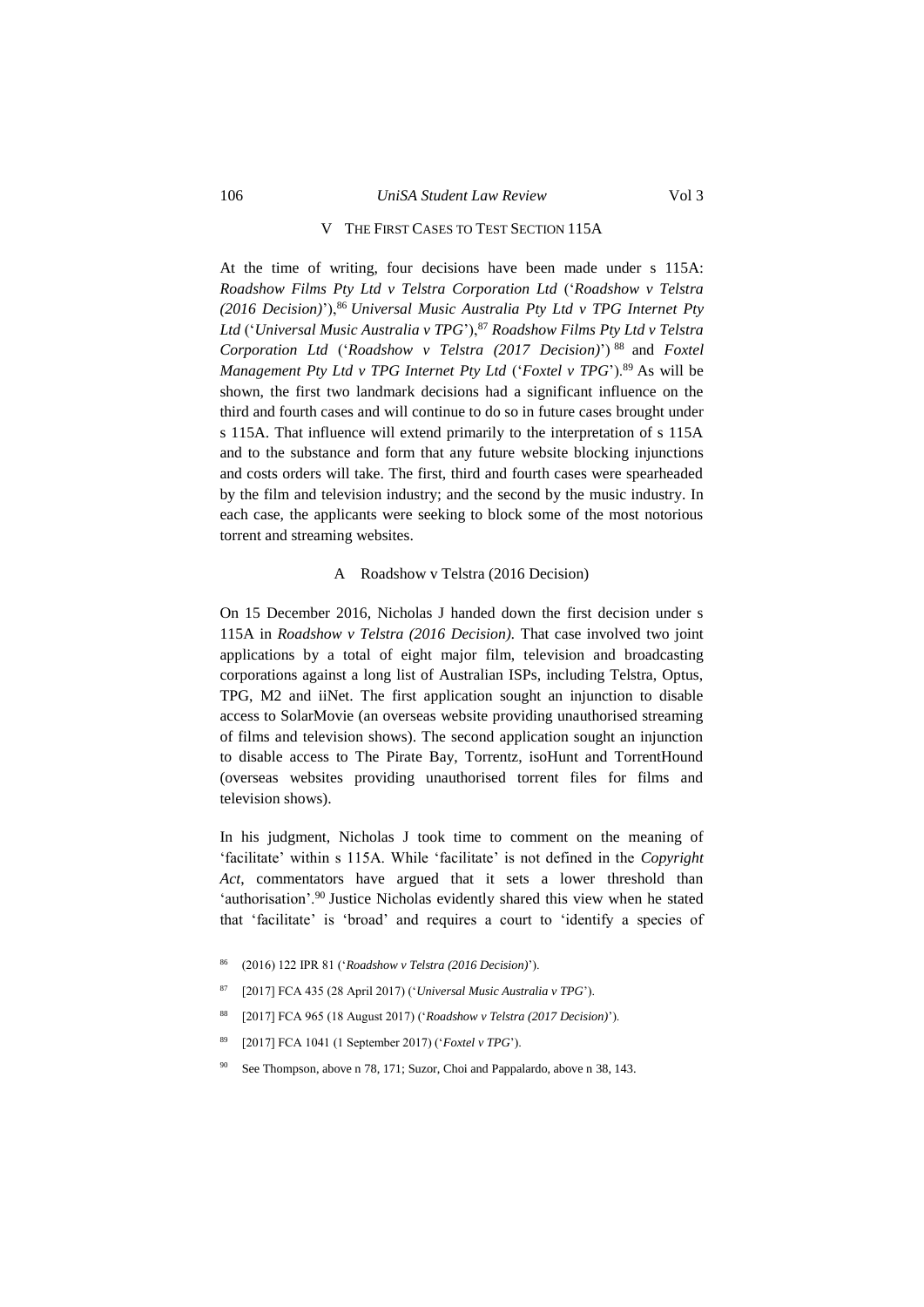## V The First Cases to Test Section 115A

At the time of writing, four decisions have been made under s 115A: *Roadshow Films Pty Ltd v Telstra Corporation Ltd* ('*Roadshow v Telstra (2016 Decision)*'),[86] *Universal Music Australia Pty Ltd v TPG Internet Pty Ltd* ('*Universal Music Australia v TPG*'),[87] *Roadshow Films Pty Ltd v Telstra Corporation Ltd* ('*Roadshow v Telstra (2017 Decision)*')[88] and *Foxtel Management Pty Ltd v TPG Internet Pty Ltd* ('*Foxtel v TPG*').[89] As will be shown, the first two landmark decisions had a significant influence on the third and fourth cases and will continue to do so in future cases brought under s 115A. That influence will extend primarily to the interpretation of s 115A and to the substance and form that any future website blocking injunctions and costs orders will take. The first, third and fourth cases were spearheaded by the film and television industry; and the second by the music industry. In each case, the applicants were seeking to block some of the most notorious torrent and streaming websites.

### A Roadshow v Telstra (2016 Decision)

On 15 December 2016, Nicholas J handed down the first decision under s 115A in *Roadshow v Telstra (2016 Decision)*. That case involved two joint applications by a total of eight major film, television and broadcasting corporations against a long list of Australian ISPs, including Telstra, Optus, TPG, M2 and iiNet. The first application sought an injunction to disable access to SolarMovie (an overseas website providing unauthorised streaming of films and television shows). The second application sought an injunction to disable access to The Pirate Bay, Torrentz, isoHunt and TorrentHound (overseas websites providing unauthorised torrent files for films and television shows).

In his judgment, Nicholas J took time to comment on the meaning of 'facilitate' within s 115A. While 'facilitate' is not defined in the *Copyright Act*, commentators have argued that it sets a lower threshold than 'authorisation'.[90] Justice Nicholas evidently shared this view when he stated that 'facilitate' is 'broad' and requires a court to 'identify a species of

---

[86] (2016) 122 IPR 81 ('*Roadshow v Telstra (2016 Decision)*').

[87] [2017] FCA 435 (28 April 2017) ('*Universal Music Australia v TPG*').

[88] [2017] FCA 965 (18 August 2017) ('*Roadshow v Telstra (2017 Decision)*').

[89] [2017] FCA 1041 (1 September 2017) ('*Foxtel v TPG*').

[90] See Thompson, above n 78, 171; Suzor, Choi and Pappalardo, above n 38, 143.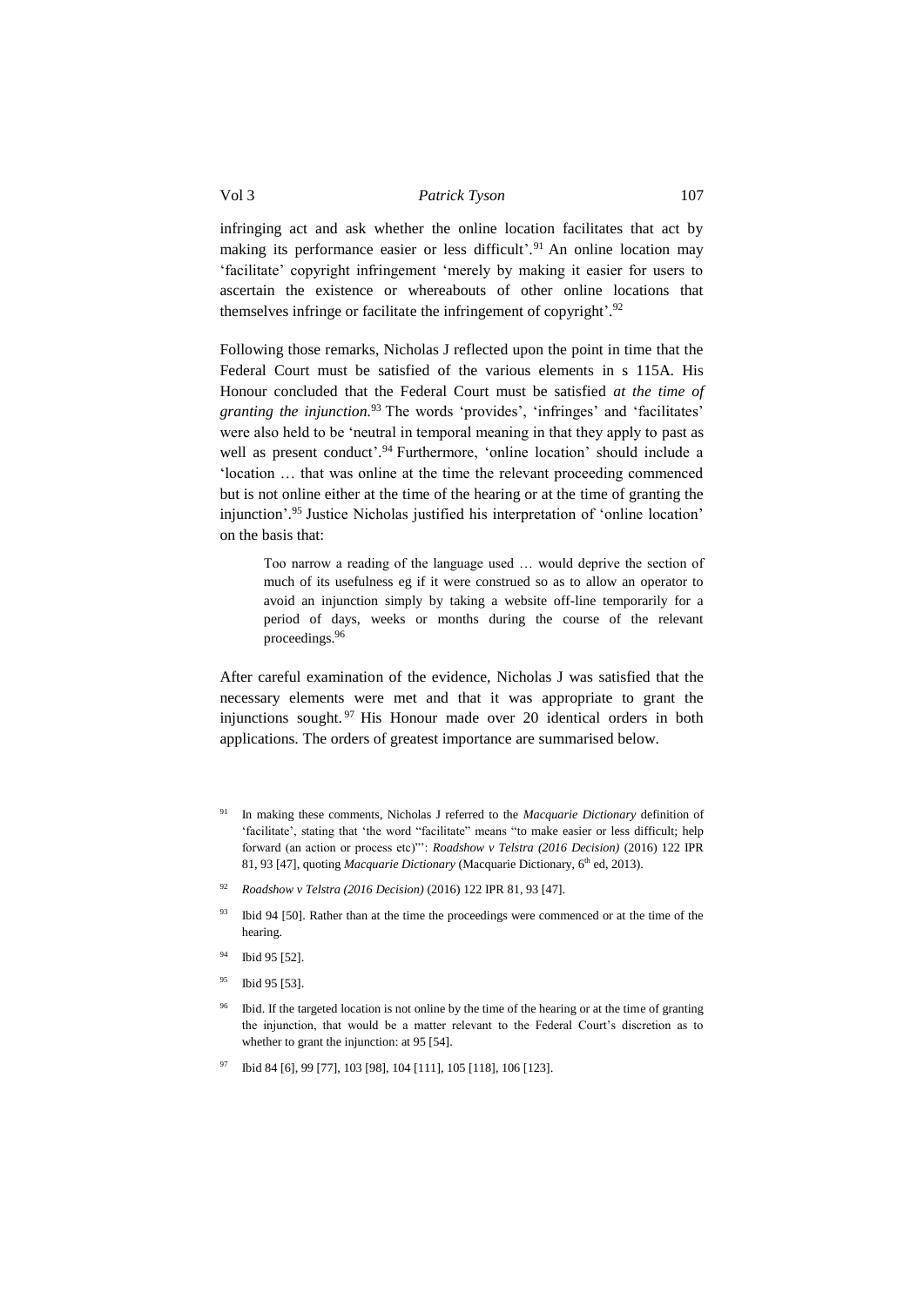infringing act and ask whether the online location facilitates that act by making its performance easier or less difficult'.[91] An online location may 'facilitate' copyright infringement 'merely by making it easier for users to ascertain the existence or whereabouts of other online locations that themselves infringe or facilitate the infringement of copyright'.[92]

Following those remarks, Nicholas J reflected upon the point in time that the Federal Court must be satisfied of the various elements in s 115A. His Honour concluded that the Federal Court must be satisfied *at the time of granting the injunction.*[93] The words 'provides', 'infringes' and 'facilitates' were also held to be 'neutral in temporal meaning in that they apply to past as well as present conduct'.[94] Furthermore, 'online location' should include a 'location … that was online at the time the relevant proceeding commenced but is not online either at the time of the hearing or at the time of granting the injunction'.[95] Justice Nicholas justified his interpretation of 'online location' on the basis that:

> Too narrow a reading of the language used … would deprive the section of much of its usefulness eg if it were construed so as to allow an operator to avoid an injunction simply by taking a website off-line temporarily for a period of days, weeks or months during the course of the relevant proceedings.[96]

After careful examination of the evidence, Nicholas J was satisfied that the necessary elements were met and that it was appropriate to grant the injunctions sought.[97] His Honour made over 20 identical orders in both applications. The orders of greatest importance are summarised below.

---

[91] In making these comments, Nicholas J referred to the *Macquarie Dictionary* definition of 'facilitate', stating that 'the word "facilitate" means "to make easier or less difficult; help forward (an action or process etc)"': *Roadshow v Telstra (2016 Decision)* (2016) 122 IPR 81, 93 [47], quoting *Macquarie Dictionary* (Macquarie Dictionary, 6th ed, 2013).

[92] *Roadshow v Telstra (2016 Decision)* (2016) 122 IPR 81, 93 [47].

[93] Ibid 94 [50]. Rather than at the time the proceedings were commenced or at the time of the hearing.

[94] Ibid 95 [52].

[95] Ibid 95 [53].

[96] Ibid. If the targeted location is not online by the time of the hearing or at the time of granting the injunction, that would be a matter relevant to the Federal Court's discretion as to whether to grant the injunction: at 95 [54].

[97] Ibid 84 [6], 99 [77], 103 [98], 104 [111], 105 [118], 106 [123].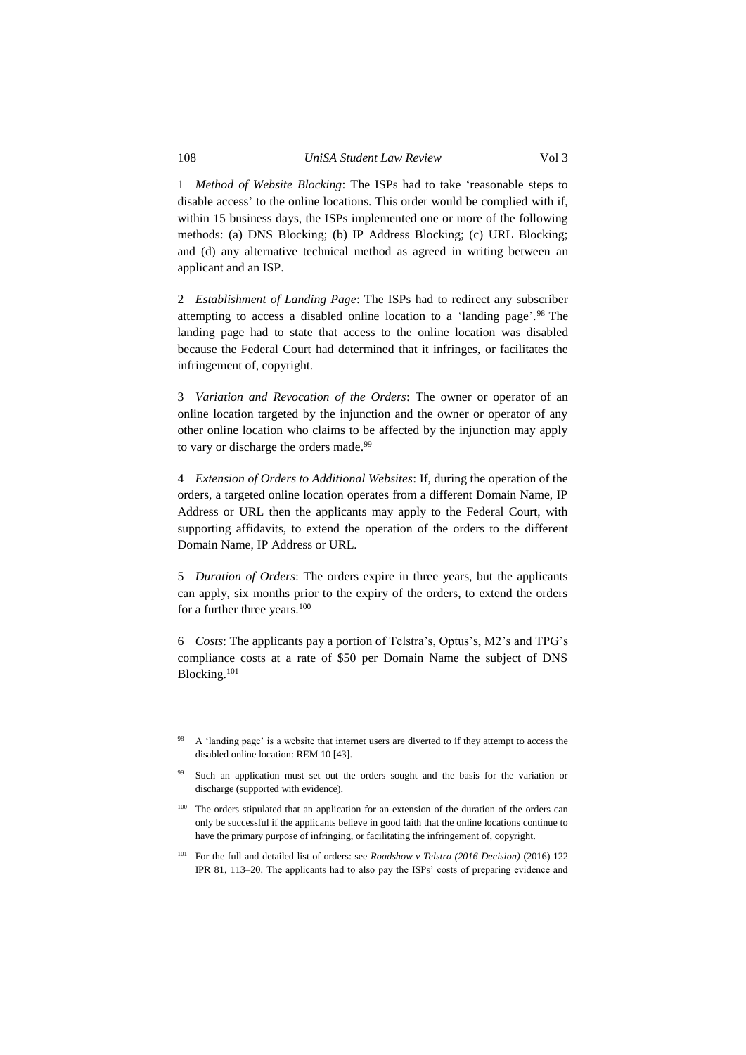1 *Method of Website Blocking*: The ISPs had to take 'reasonable steps to disable access' to the online locations. This order would be complied with if, within 15 business days, the ISPs implemented one or more of the following methods: (a) DNS Blocking; (b) IP Address Blocking; (c) URL Blocking; and (d) any alternative technical method as agreed in writing between an applicant and an ISP.

2 *Establishment of Landing Page*: The ISPs had to redirect any subscriber attempting to access a disabled online location to a 'landing page'.[98] The landing page had to state that access to the online location was disabled because the Federal Court had determined that it infringes, or facilitates the infringement of, copyright.

3 *Variation and Revocation of the Orders*: The owner or operator of an online location targeted by the injunction and the owner or operator of any other online location who claims to be affected by the injunction may apply to vary or discharge the orders made.[99]

4 *Extension of Orders to Additional Websites*: If, during the operation of the orders, a targeted online location operates from a different Domain Name, IP Address or URL then the applicants may apply to the Federal Court, with supporting affidavits, to extend the operation of the orders to the different Domain Name, IP Address or URL.

5 *Duration of Orders*: The orders expire in three years, but the applicants can apply, six months prior to the expiry of the orders, to extend the orders for a further three years.[100]

6 *Costs*: The applicants pay a portion of Telstra's, Optus's, M2's and TPG's compliance costs at a rate of $50 per Domain Name the subject of DNS Blocking.[101]

---

[98] A 'landing page' is a website that internet users are diverted to if they attempt to access the disabled online location: REM 10 [43].

[99] Such an application must set out the orders sought and the basis for the variation or discharge (supported with evidence).

[100] The orders stipulated that an application for an extension of the duration of the orders can only be successful if the applicants believe in good faith that the online locations continue to have the primary purpose of infringing, or facilitating the infringement of, copyright.

[101] For the full and detailed list of orders: see *Roadshow v Telstra (2016 Decision)* (2016) 122 IPR 81, 113–20. The applicants had to also pay the ISPs' costs of preparing evidence and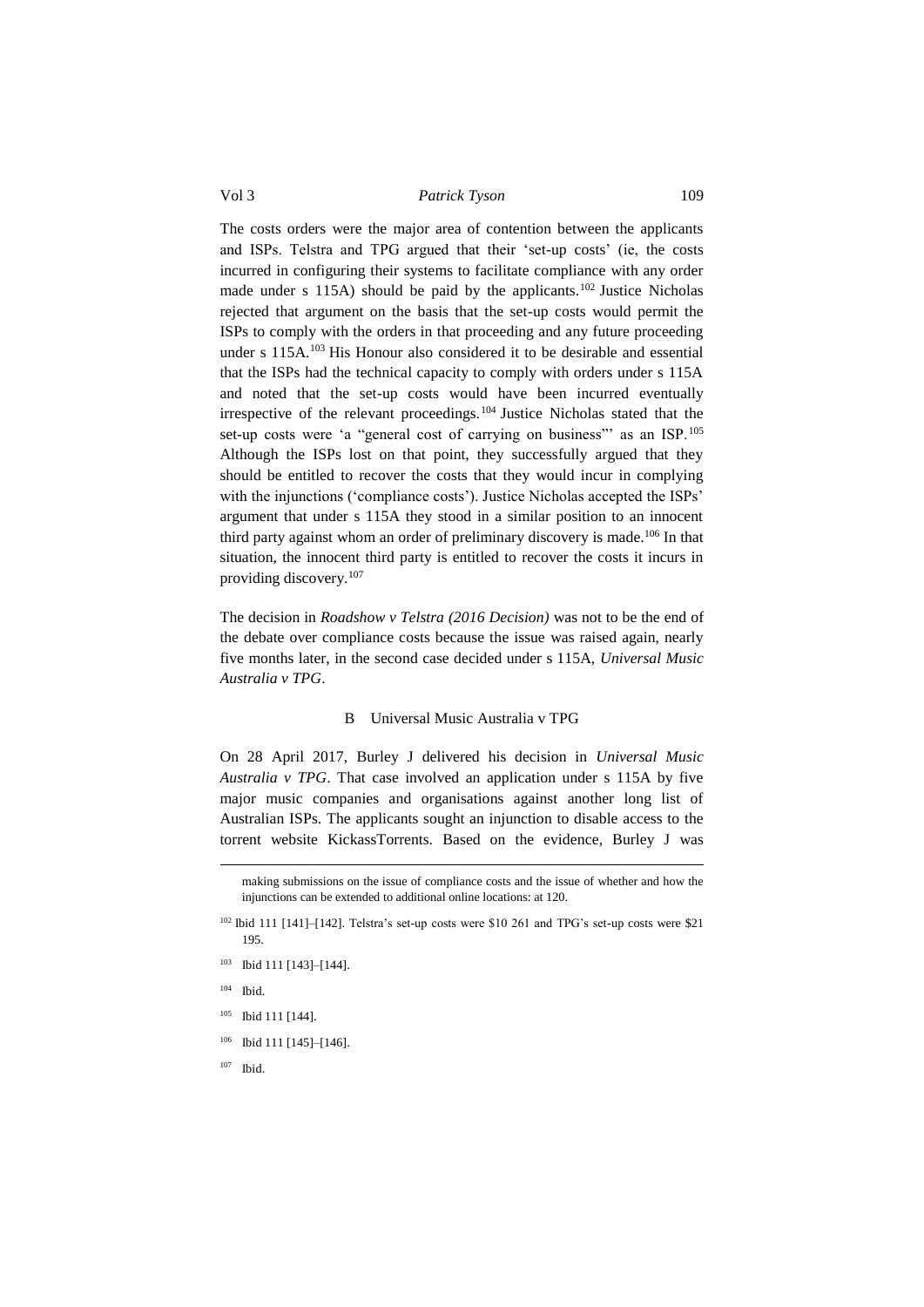The costs orders were the major area of contention between the applicants and ISPs. Telstra and TPG argued that their 'set-up costs' (ie, the costs incurred in configuring their systems to facilitate compliance with any order made under s 115A) should be paid by the applicants.[102] Justice Nicholas rejected that argument on the basis that the set-up costs would permit the ISPs to comply with the orders in that proceeding and any future proceeding under s 115A.[103] His Honour also considered it to be desirable and essential that the ISPs had the technical capacity to comply with orders under s 115A and noted that the set-up costs would have been incurred eventually irrespective of the relevant proceedings.[104] Justice Nicholas stated that the set-up costs were 'a "general cost of carrying on business"' as an ISP.[105] Although the ISPs lost on that point, they successfully argued that they should be entitled to recover the costs that they would incur in complying with the injunctions ('compliance costs'). Justice Nicholas accepted the ISPs' argument that under s 115A they stood in a similar position to an innocent third party against whom an order of preliminary discovery is made.[106] In that situation, the innocent third party is entitled to recover the costs it incurs in providing discovery.[107]

The decision in *Roadshow v Telstra (2016 Decision)* was not to be the end of the debate over compliance costs because the issue was raised again, nearly five months later, in the second case decided under s 115A, *Universal Music Australia v TPG*.

### B Universal Music Australia v TPG

On 28 April 2017, Burley J delivered his decision in *Universal Music Australia v TPG*. That case involved an application under s 115A by five major music companies and organisations against another long list of Australian ISPs. The applicants sought an injunction to disable access to the torrent website KickassTorrents. Based on the evidence, Burley J was

---

making submissions on the issue of compliance costs and the issue of whether and how the injunctions can be extended to additional online locations: at 120.

[102] Ibid 111 [141]–[142]. Telstra's set-up costs were $10 261 and TPG's set-up costs were $21 195.

[103] Ibid 111 [143]–[144].

[104] Ibid.

[105] Ibid 111 [144].

[106] Ibid 111 [145]–[146].

[107] Ibid.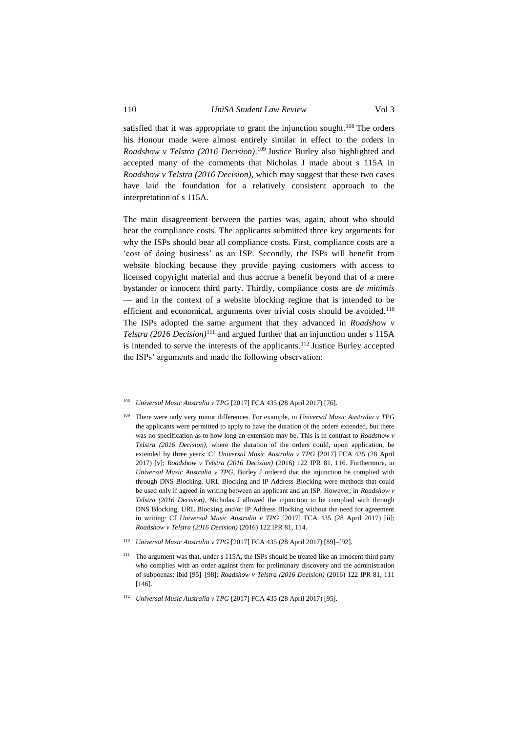satisfied that it was appropriate to grant the injunction sought.[108] The orders his Honour made were almost entirely similar in effect to the orders in *Roadshow v Telstra (2016 Decision)*.[109] Justice Burley also highlighted and accepted many of the comments that Nicholas J made about s 115A in *Roadshow v Telstra (2016 Decision)*, which may suggest that these two cases have laid the foundation for a relatively consistent approach to the interpretation of s 115A.

The main disagreement between the parties was, again, about who should bear the compliance costs. The applicants submitted three key arguments for why the ISPs should bear all compliance costs. First, compliance costs are a 'cost of doing business' as an ISP. Secondly, the ISPs will benefit from website blocking because they provide paying customers with access to licensed copyright material and thus accrue a benefit beyond that of a mere bystander or innocent third party. Thirdly, compliance costs are *de minimis* — and in the context of a website blocking regime that is intended to be efficient and economical, arguments over trivial costs should be avoided.[110] The ISPs adopted the same argument that they advanced in *Roadshow v Telstra (2016 Decision)*[111] and argued further that an injunction under s 115A is intended to serve the interests of the applicants.[112] Justice Burley accepted the ISPs' arguments and made the following observation:

---

[108] *Universal Music Australia v TPG* [2017] FCA 435 (28 April 2017) [76].

[109] There were only very minor differences. For example, in *Universal Music Australia v TPG* the applicants were permitted to apply to have the duration of the orders extended, but there was no specification as to how long an extension may be. This is in contrast to *Roadshow v Telstra (2016 Decision)*, where the duration of the orders could, upon application, be extended by three years: Cf *Universal Music Australia v TPG* [2017] FCA 435 (28 April 2017) [v]; *Roadshow v Telstra (2016 Decision)* (2016) 122 IPR 81, 116. Furthermore, in *Universal Music Australia v TPG*, Burley J ordered that the injunction be complied with through DNS Blocking. URL Blocking and IP Address Blocking were methods that could be used only if agreed in writing between an applicant and an ISP. However, in *Roadshow v Telstra (2016 Decision)*, Nicholas J allowed the injunction to be complied with through DNS Blocking, URL Blocking and/or IP Address Blocking without the need for agreement in writing: Cf *Universal Music Australia v TPG* [2017] FCA 435 (28 April 2017) [ii]; *Roadshow v Telstra (2016 Decision)* (2016) 122 IPR 81, 114.

[110] *Universal Music Australia v TPG* [2017] FCA 435 (28 April 2017) [89]–[92].

[111] The argument was that, under s 115A, the ISPs should be treated like an innocent third party who complies with an order against them for preliminary discovery and the administration of subpoenas: ibid [95]–[98]; *Roadshow v Telstra (2016 Decision)* (2016) 122 IPR 81, 111 [146].

[112] *Universal Music Australia v TPG* [2017] FCA 435 (28 April 2017) [95].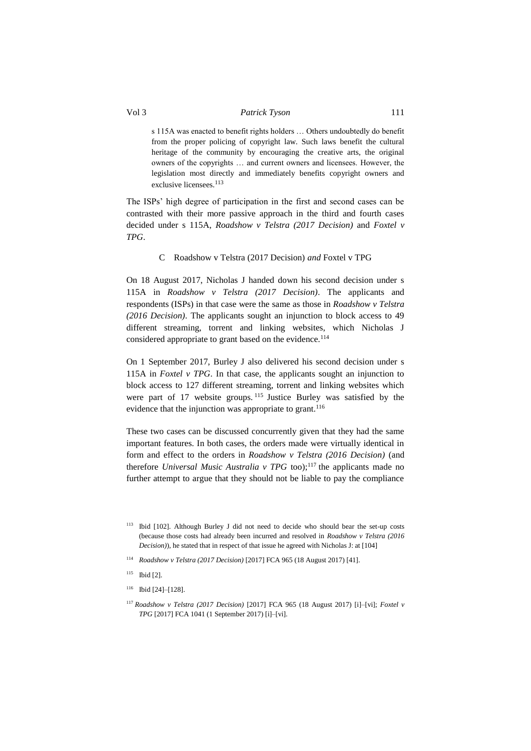> s 115A was enacted to benefit rights holders … Others undoubtedly do benefit from the proper policing of copyright law. Such laws benefit the cultural heritage of the community by encouraging the creative arts, the original owners of the copyrights … and current owners and licensees. However, the legislation most directly and immediately benefits copyright owners and exclusive licensees.[113]

The ISPs' high degree of participation in the first and second cases can be contrasted with their more passive approach in the third and fourth cases decided under s 115A, *Roadshow v Telstra (2017 Decision)* and *Foxtel v TPG*.

### C Roadshow v Telstra (2017 Decision) *and* Foxtel v TPG

On 18 August 2017, Nicholas J handed down his second decision under s 115A in *Roadshow v Telstra (2017 Decision)*. The applicants and respondents (ISPs) in that case were the same as those in *Roadshow v Telstra (2016 Decision)*. The applicants sought an injunction to block access to 49 different streaming, torrent and linking websites, which Nicholas J considered appropriate to grant based on the evidence.[114]

On 1 September 2017, Burley J also delivered his second decision under s 115A in *Foxtel v TPG*. In that case, the applicants sought an injunction to block access to 127 different streaming, torrent and linking websites which were part of 17 website groups.[115] Justice Burley was satisfied by the evidence that the injunction was appropriate to grant.[116]

These two cases can be discussed concurrently given that they had the same important features. In both cases, the orders made were virtually identical in form and effect to the orders in *Roadshow v Telstra (2016 Decision)* (and therefore *Universal Music Australia v TPG* too);[117] the applicants made no further attempt to argue that they should not be liable to pay the compliance

---

[113] Ibid [102]. Although Burley J did not need to decide who should bear the set-up costs (because those costs had already been incurred and resolved in *Roadshow v Telstra (2016 Decision)*), he stated that in respect of that issue he agreed with Nicholas J: at [104]

[114] *Roadshow v Telstra (2017 Decision)* [2017] FCA 965 (18 August 2017) [41].

[115] Ibid [2].

[116] Ibid [24]–[128].

[117] *Roadshow v Telstra (2017 Decision)* [2017] FCA 965 (18 August 2017) [i]–[vi]; *Foxtel v TPG* [2017] FCA 1041 (1 September 2017) [i]–[vi].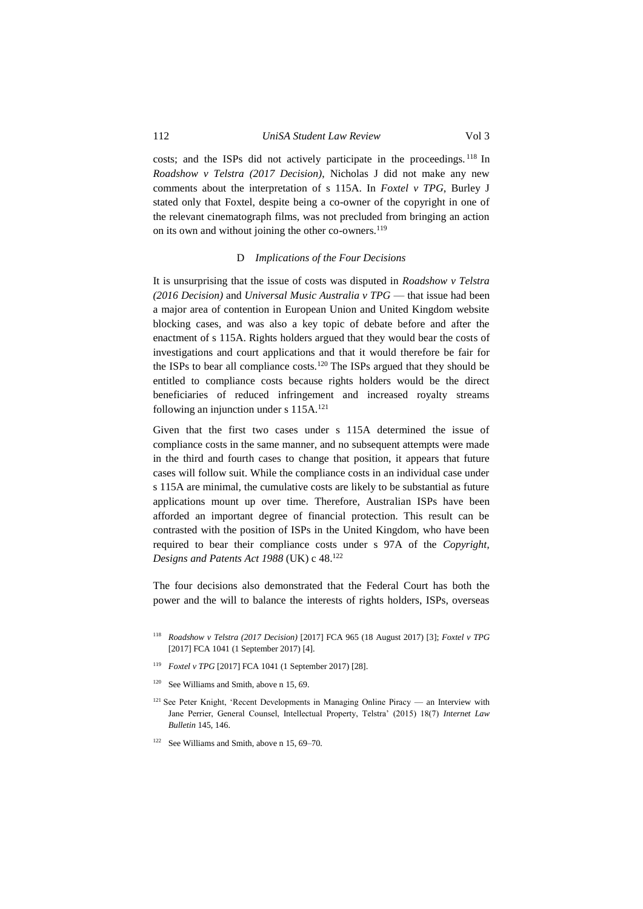costs; and the ISPs did not actively participate in the proceedings.[118] In *Roadshow v Telstra (2017 Decision)*, Nicholas J did not make any new comments about the interpretation of s 115A. In *Foxtel v TPG*, Burley J stated only that Foxtel, despite being a co-owner of the copyright in one of the relevant cinematograph films, was not precluded from bringing an action on its own and without joining the other co-owners.[119]

### D *Implications of the Four Decisions*

It is unsurprising that the issue of costs was disputed in *Roadshow v Telstra (2016 Decision)* and *Universal Music Australia v TPG* — that issue had been a major area of contention in European Union and United Kingdom website blocking cases, and was also a key topic of debate before and after the enactment of s 115A. Rights holders argued that they would bear the costs of investigations and court applications and that it would therefore be fair for the ISPs to bear all compliance costs.[120] The ISPs argued that they should be entitled to compliance costs because rights holders would be the direct beneficiaries of reduced infringement and increased royalty streams following an injunction under s 115A.[121]

Given that the first two cases under s 115A determined the issue of compliance costs in the same manner, and no subsequent attempts were made in the third and fourth cases to change that position, it appears that future cases will follow suit. While the compliance costs in an individual case under s 115A are minimal, the cumulative costs are likely to be substantial as future applications mount up over time. Therefore, Australian ISPs have been afforded an important degree of financial protection. This result can be contrasted with the position of ISPs in the United Kingdom, who have been required to bear their compliance costs under s 97A of the *Copyright, Designs and Patents Act 1988* (UK) c 48.[122]

The four decisions also demonstrated that the Federal Court has both the power and the will to balance the interests of rights holders, ISPs, overseas

---

[118] *Roadshow v Telstra (2017 Decision)* [2017] FCA 965 (18 August 2017) [3]; *Foxtel v TPG* [2017] FCA 1041 (1 September 2017) [4].

[119] *Foxtel v TPG* [2017] FCA 1041 (1 September 2017) [28].

[120] See Williams and Smith, above n 15, 69.

[121] See Peter Knight, 'Recent Developments in Managing Online Piracy — an Interview with Jane Perrier, General Counsel, Intellectual Property, Telstra' (2015) 18(7) *Internet Law Bulletin* 145, 146.

[122] See Williams and Smith, above n 15, 69–70.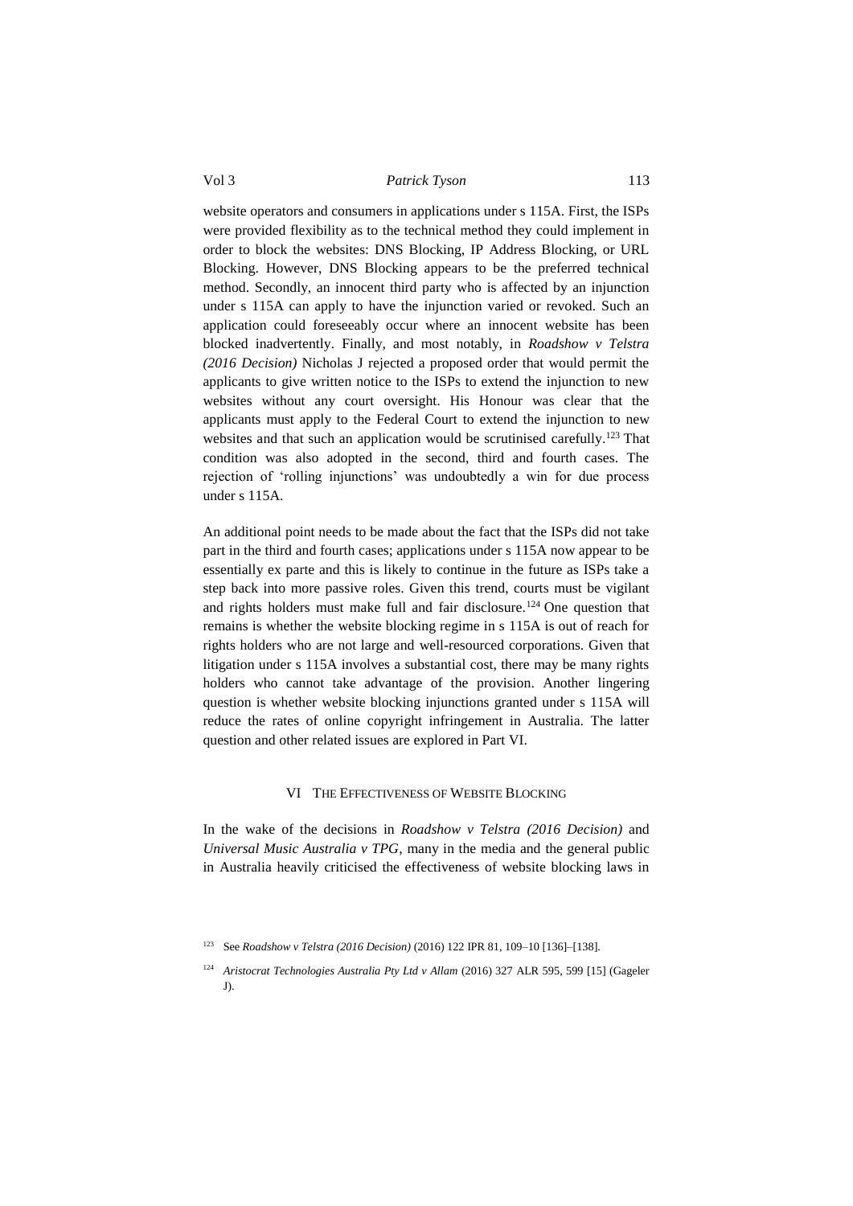website operators and consumers in applications under s 115A. First, the ISPs were provided flexibility as to the technical method they could implement in order to block the websites: DNS Blocking, IP Address Blocking, or URL Blocking. However, DNS Blocking appears to be the preferred technical method. Secondly, an innocent third party who is affected by an injunction under s 115A can apply to have the injunction varied or revoked. Such an application could foreseeably occur where an innocent website has been blocked inadvertently. Finally, and most notably, in *Roadshow v Telstra (2016 Decision)* Nicholas J rejected a proposed order that would permit the applicants to give written notice to the ISPs to extend the injunction to new websites without any court oversight. His Honour was clear that the applicants must apply to the Federal Court to extend the injunction to new websites and that such an application would be scrutinised carefully.[123] That condition was also adopted in the second, third and fourth cases. The rejection of 'rolling injunctions' was undoubtedly a win for due process under s 115A.

An additional point needs to be made about the fact that the ISPs did not take part in the third and fourth cases; applications under s 115A now appear to be essentially ex parte and this is likely to continue in the future as ISPs take a step back into more passive roles. Given this trend, courts must be vigilant and rights holders must make full and fair disclosure.[124] One question that remains is whether the website blocking regime in s 115A is out of reach for rights holders who are not large and well-resourced corporations. Given that litigation under s 115A involves a substantial cost, there may be many rights holders who cannot take advantage of the provision. Another lingering question is whether website blocking injunctions granted under s 115A will reduce the rates of online copyright infringement in Australia. The latter question and other related issues are explored in Part VI.

## VI THE EFFECTIVENESS OF WEBSITE BLOCKING

In the wake of the decisions in *Roadshow v Telstra (2016 Decision)* and *Universal Music Australia v TPG*, many in the media and the general public in Australia heavily criticised the effectiveness of website blocking laws in

---

[123] See *Roadshow v Telstra (2016 Decision)* (2016) 122 IPR 81, 109–10 [136]–[138].

[124] *Aristocrat Technologies Australia Pty Ltd v Allam* (2016) 327 ALR 595, 599 [15] (Gageler J).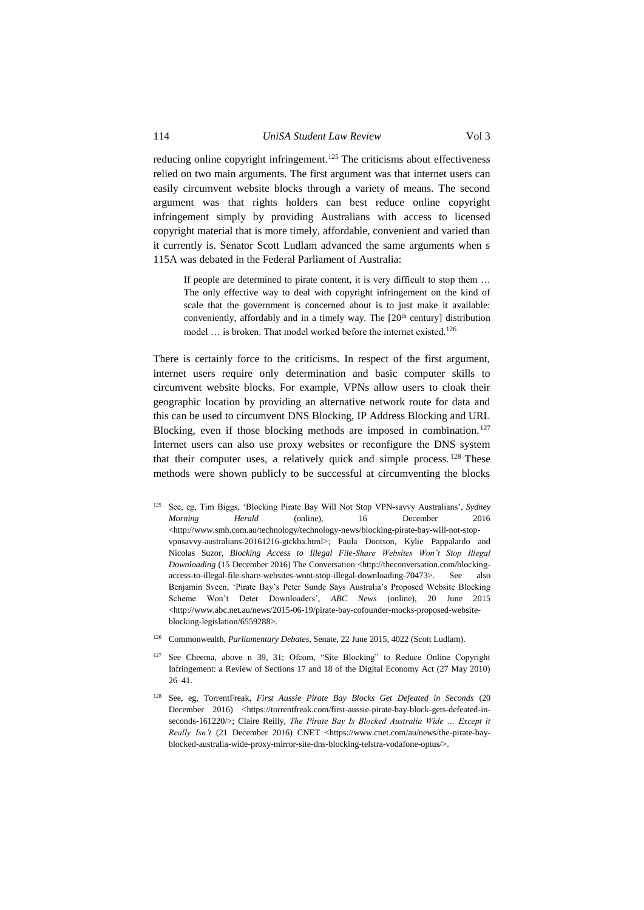reducing online copyright infringement.[125] The criticisms about effectiveness relied on two main arguments. The first argument was that internet users can easily circumvent website blocks through a variety of means. The second argument was that rights holders can best reduce online copyright infringement simply by providing Australians with access to licensed copyright material that is more timely, affordable, convenient and varied than it currently is. Senator Scott Ludlam advanced the same arguments when s 115A was debated in the Federal Parliament of Australia:

> If people are determined to pirate content, it is very difficult to stop them … The only effective way to deal with copyright infringement on the kind of scale that the government is concerned about is to just make it available: conveniently, affordably and in a timely way. The [20th century] distribution model … is broken. That model worked before the internet existed.[126]

There is certainly force to the criticisms. In respect of the first argument, internet users require only determination and basic computer skills to circumvent website blocks. For example, VPNs allow users to cloak their geographic location by providing an alternative network route for data and this can be used to circumvent DNS Blocking, IP Address Blocking and URL Blocking, even if those blocking methods are imposed in combination.[127] Internet users can also use proxy websites or reconfigure the DNS system that their computer uses, a relatively quick and simple process.[128] These methods were shown publicly to be successful at circumventing the blocks

---

[125] See, eg, Tim Biggs, 'Blocking Pirate Bay Will Not Stop VPN-savvy Australians', *Sydney Morning Herald* (online), 16 December 2016 <http://www.smh.com.au/technology/technology-news/blocking-pirate-bay-will-not-stop-vpnsavvy-australians-20161216-gtckba.html>; Paula Dootson, Kylie Pappalardo and Nicolas Suzor, *Blocking Access to Illegal File-Share Websites Won't Stop Illegal Downloading* (15 December 2016) The Conversation <http://theconversation.com/blocking-access-to-illegal-file-share-websites-wont-stop-illegal-downloading-70473>. See also Benjamin Sveen, 'Pirate Bay's Peter Sunde Says Australia's Proposed Website Blocking Scheme Won't Deter Downloaders', *ABC News* (online), 20 June 2015 <http://www.abc.net.au/news/2015-06-19/pirate-bay-cofounder-mocks-proposed-website-blocking-legislation/6559288>.

[126] Commonwealth, *Parliamentary Debates*, Senate, 22 June 2015, 4022 (Scott Ludlam).

[127] See Cheema, above n 39, 31; Ofcom, "Site Blocking" to Reduce Online Copyright Infringement: a Review of Sections 17 and 18 of the Digital Economy Act (27 May 2010) 26–41.

[128] See, eg, TorrentFreak, *First Aussie Pirate Bay Blocks Get Defeated in Seconds* (20 December 2016) <https://torrentfreak.com/first-aussie-pirate-bay-block-gets-defeated-in-seconds-161220/>; Claire Reilly, *The Pirate Bay Is Blocked Australia Wide … Except it Really Isn't* (21 December 2016) CNET <https://www.cnet.com/au/news/the-pirate-bay-blocked-australia-wide-proxy-mirror-site-dns-blocking-telstra-vodafone-optus/>.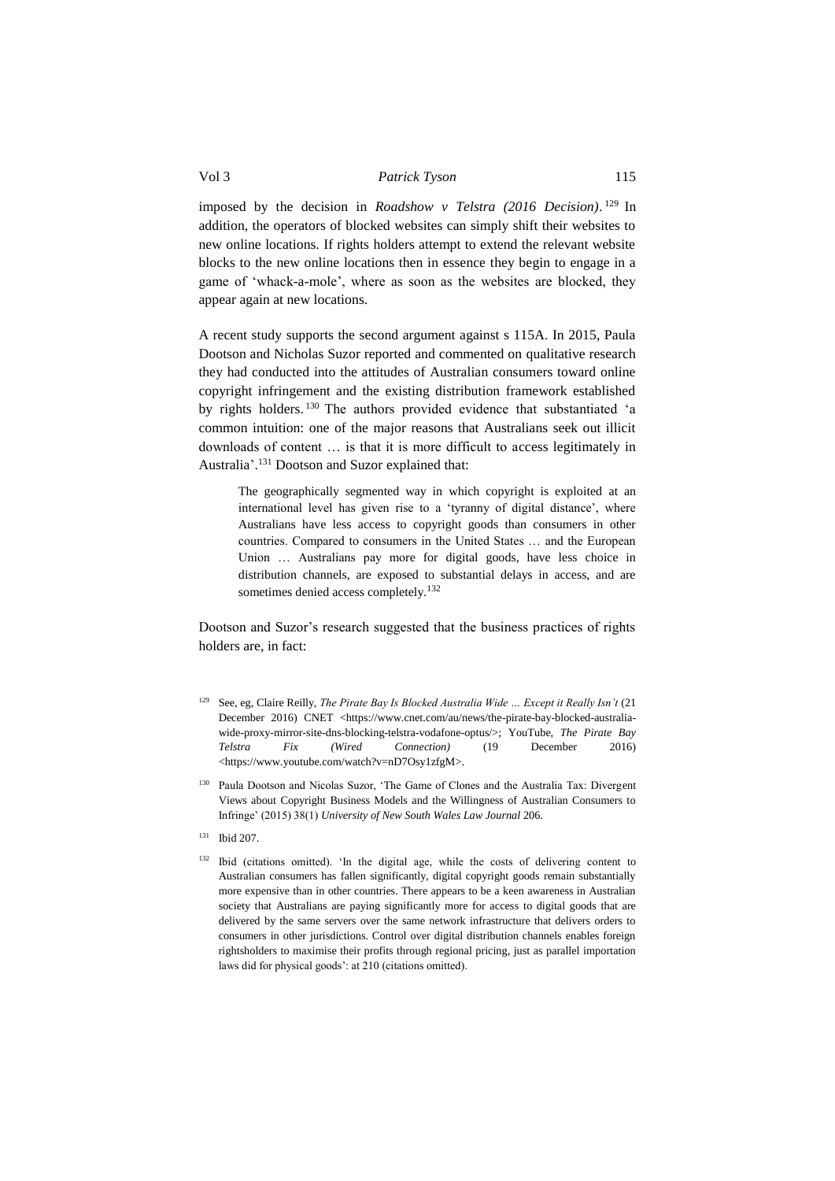imposed by the decision in *Roadshow v Telstra (2016 Decision)*.[129] In addition, the operators of blocked websites can simply shift their websites to new online locations. If rights holders attempt to extend the relevant website blocks to the new online locations then in essence they begin to engage in a game of 'whack-a-mole', where as soon as the websites are blocked, they appear again at new locations.

A recent study supports the second argument against s 115A. In 2015, Paula Dootson and Nicholas Suzor reported and commented on qualitative research they had conducted into the attitudes of Australian consumers toward online copyright infringement and the existing distribution framework established by rights holders.[130] The authors provided evidence that substantiated 'a common intuition: one of the major reasons that Australians seek out illicit downloads of content … is that it is more difficult to access legitimately in Australia'.[131] Dootson and Suzor explained that:

> The geographically segmented way in which copyright is exploited at an international level has given rise to a 'tyranny of digital distance', where Australians have less access to copyright goods than consumers in other countries. Compared to consumers in the United States … and the European Union … Australians pay more for digital goods, have less choice in distribution channels, are exposed to substantial delays in access, and are sometimes denied access completely.[132]

Dootson and Suzor's research suggested that the business practices of rights holders are, in fact:

---

[129] See, eg, Claire Reilly, *The Pirate Bay Is Blocked Australia Wide … Except it Really Isn't* (21 December 2016) CNET <https://www.cnet.com/au/news/the-pirate-bay-blocked-australia-wide-proxy-mirror-site-dns-blocking-telstra-vodafone-optus/>; YouTube, *The Pirate Bay Telstra Fix (Wired Connection)* (19 December 2016) <https://www.youtube.com/watch?v=nD7Osy1zfgM>.

[130] Paula Dootson and Nicolas Suzor, 'The Game of Clones and the Australia Tax: Divergent Views about Copyright Business Models and the Willingness of Australian Consumers to Infringe' (2015) 38(1) *University of New South Wales Law Journal* 206.

[131] Ibid 207.

[132] Ibid (citations omitted). 'In the digital age, while the costs of delivering content to Australian consumers has fallen significantly, digital copyright goods remain substantially more expensive than in other countries. There appears to be a keen awareness in Australian society that Australians are paying significantly more for access to digital goods that are delivered by the same servers over the same network infrastructure that delivers orders to consumers in other jurisdictions. Control over digital distribution channels enables foreign rightsholders to maximise their profits through regional pricing, just as parallel importation laws did for physical goods': at 210 (citations omitted).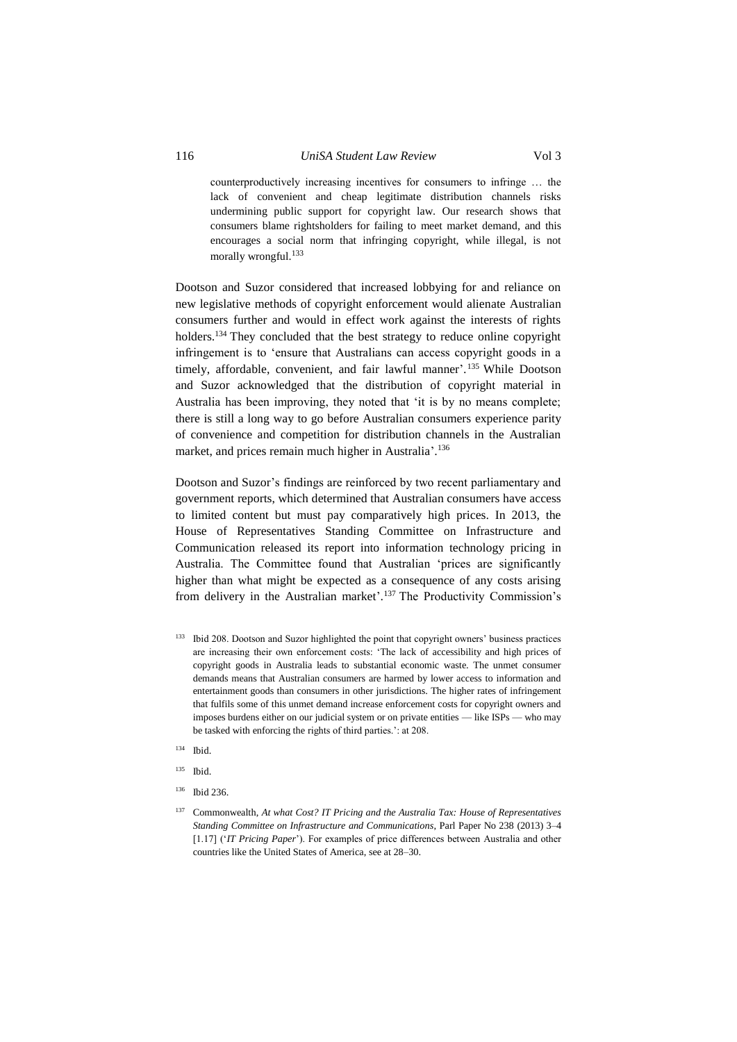> counterproductively increasing incentives for consumers to infringe … the lack of convenient and cheap legitimate distribution channels risks undermining public support for copyright law. Our research shows that consumers blame rightsholders for failing to meet market demand, and this encourages a social norm that infringing copyright, while illegal, is not morally wrongful.[133]

Dootson and Suzor considered that increased lobbying for and reliance on new legislative methods of copyright enforcement would alienate Australian consumers further and would in effect work against the interests of rights holders.[134] They concluded that the best strategy to reduce online copyright infringement is to 'ensure that Australians can access copyright goods in a timely, affordable, convenient, and fair lawful manner'.[135] While Dootson and Suzor acknowledged that the distribution of copyright material in Australia has been improving, they noted that 'it is by no means complete; there is still a long way to go before Australian consumers experience parity of convenience and competition for distribution channels in the Australian market, and prices remain much higher in Australia'.[136]

Dootson and Suzor's findings are reinforced by two recent parliamentary and government reports, which determined that Australian consumers have access to limited content but must pay comparatively high prices. In 2013, the House of Representatives Standing Committee on Infrastructure and Communication released its report into information technology pricing in Australia. The Committee found that Australian 'prices are significantly higher than what might be expected as a consequence of any costs arising from delivery in the Australian market'.[137] The Productivity Commission's

---

[133] Ibid 208. Dootson and Suzor highlighted the point that copyright owners' business practices are increasing their own enforcement costs: 'The lack of accessibility and high prices of copyright goods in Australia leads to substantial economic waste. The unmet consumer demands means that Australian consumers are harmed by lower access to information and entertainment goods than consumers in other jurisdictions. The higher rates of infringement that fulfils some of this unmet demand increase enforcement costs for copyright owners and imposes burdens either on our judicial system or on private entities — like ISPs — who may be tasked with enforcing the rights of third parties.': at 208.

[134] Ibid.

[135] Ibid.

[136] Ibid 236.

[137] Commonwealth, *At what Cost? IT Pricing and the Australia Tax: House of Representatives Standing Committee on Infrastructure and Communications*, Parl Paper No 238 (2013) 3–4 [1.17] ('*IT Pricing Paper*'). For examples of price differences between Australia and other countries like the United States of America, see at 28–30.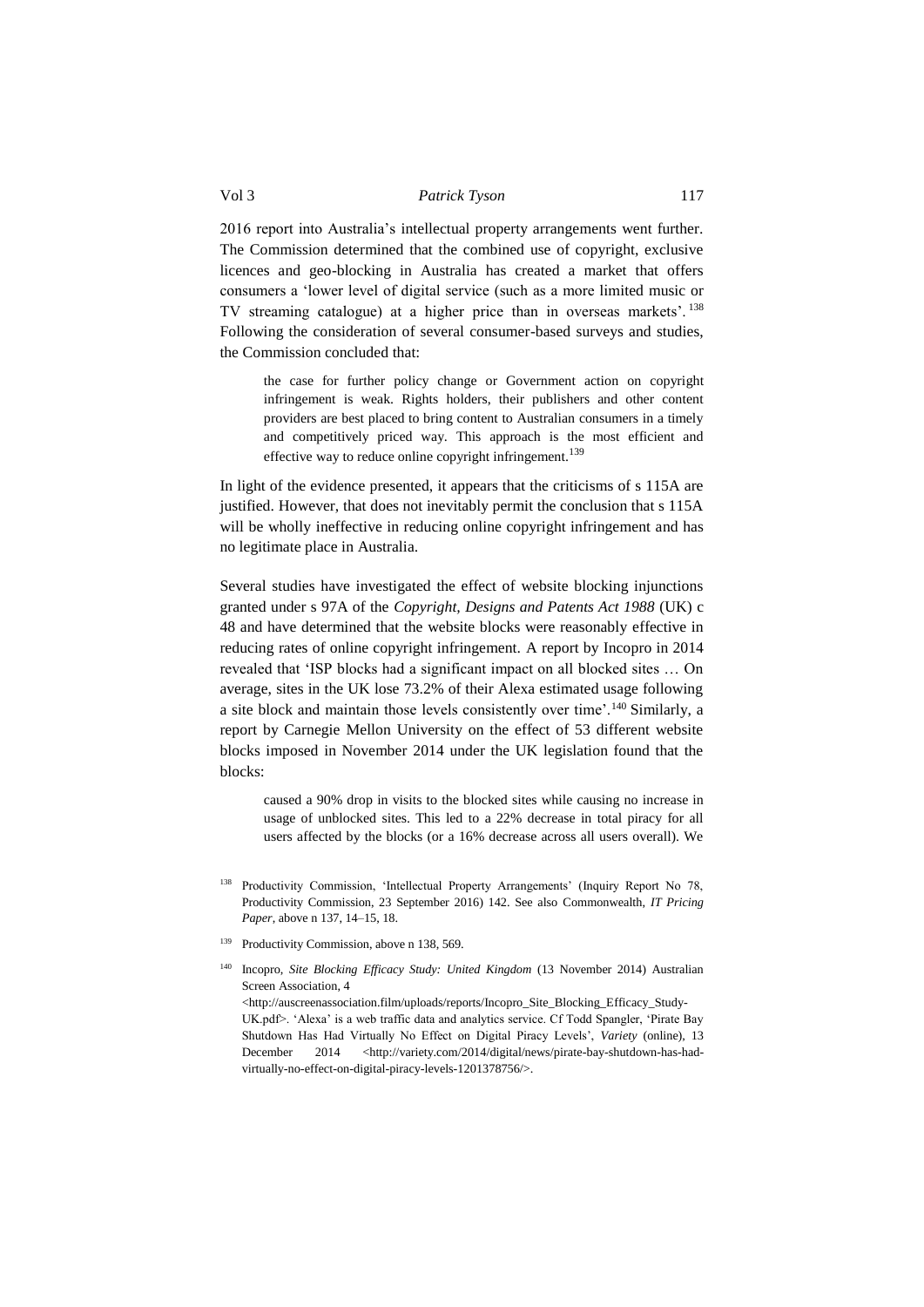2016 report into Australia's intellectual property arrangements went further. The Commission determined that the combined use of copyright, exclusive licences and geo-blocking in Australia has created a market that offers consumers a 'lower level of digital service (such as a more limited music or TV streaming catalogue) at a higher price than in overseas markets'.[138] Following the consideration of several consumer-based surveys and studies, the Commission concluded that:

> the case for further policy change or Government action on copyright infringement is weak. Rights holders, their publishers and other content providers are best placed to bring content to Australian consumers in a timely and competitively priced way. This approach is the most efficient and effective way to reduce online copyright infringement.[139]

In light of the evidence presented, it appears that the criticisms of s 115A are justified. However, that does not inevitably permit the conclusion that s 115A will be wholly ineffective in reducing online copyright infringement and has no legitimate place in Australia.

Several studies have investigated the effect of website blocking injunctions granted under s 97A of the *Copyright, Designs and Patents Act 1988* (UK) c 48 and have determined that the website blocks were reasonably effective in reducing rates of online copyright infringement. A report by Incopro in 2014 revealed that 'ISP blocks had a significant impact on all blocked sites … On average, sites in the UK lose 73.2% of their Alexa estimated usage following a site block and maintain those levels consistently over time'.[140] Similarly, a report by Carnegie Mellon University on the effect of 53 different website blocks imposed in November 2014 under the UK legislation found that the blocks:

> caused a 90% drop in visits to the blocked sites while causing no increase in usage of unblocked sites. This led to a 22% decrease in total piracy for all users affected by the blocks (or a 16% decrease across all users overall). We

---

[138] Productivity Commission, 'Intellectual Property Arrangements' (Inquiry Report No 78, Productivity Commission, 23 September 2016) 142. See also Commonwealth, *IT Pricing Paper*, above n 137, 14–15, 18.

[139] Productivity Commission, above n 138, 569.

[140] Incopro, *Site Blocking Efficacy Study: United Kingdom* (13 November 2014) Australian Screen Association, 4 <http://auscreenassociation.film/uploads/reports/Incopro_Site_Blocking_Efficacy_Study-UK.pdf>. 'Alexa' is a web traffic data and analytics service. Cf Todd Spangler, 'Pirate Bay Shutdown Has Had Virtually No Effect on Digital Piracy Levels', *Variety* (online), 13 December 2014 <http://variety.com/2014/digital/news/pirate-bay-shutdown-has-had-virtually-no-effect-on-digital-piracy-levels-1201378756/>.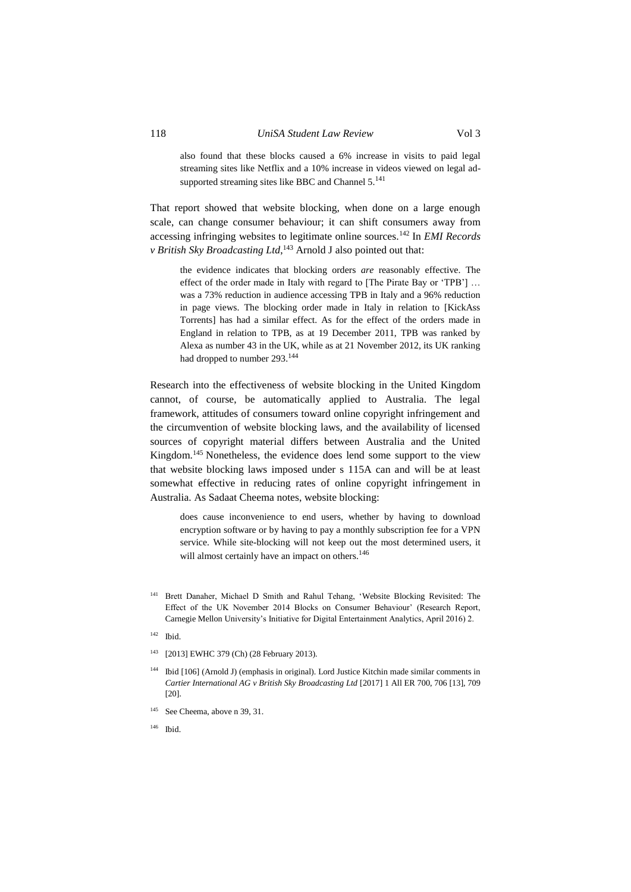> also found that these blocks caused a 6% increase in visits to paid legal streaming sites like Netflix and a 10% increase in videos viewed on legal ad-supported streaming sites like BBC and Channel 5.[141]

That report showed that website blocking, when done on a large enough scale, can change consumer behaviour; it can shift consumers away from accessing infringing websites to legitimate online sources.[142] In *EMI Records v British Sky Broadcasting Ltd*,[143] Arnold J also pointed out that:

> the evidence indicates that blocking orders *are* reasonably effective. The effect of the order made in Italy with regard to [The Pirate Bay or 'TPB'] … was a 73% reduction in audience accessing TPB in Italy and a 96% reduction in page views. The blocking order made in Italy in relation to [KickAss Torrents] has had a similar effect. As for the effect of the orders made in England in relation to TPB, as at 19 December 2011, TPB was ranked by Alexa as number 43 in the UK, while as at 21 November 2012, its UK ranking had dropped to number 293.[144]

Research into the effectiveness of website blocking in the United Kingdom cannot, of course, be automatically applied to Australia. The legal framework, attitudes of consumers toward online copyright infringement and the circumvention of website blocking laws, and the availability of licensed sources of copyright material differs between Australia and the United Kingdom.[145] Nonetheless, the evidence does lend some support to the view that website blocking laws imposed under s 115A can and will be at least somewhat effective in reducing rates of online copyright infringement in Australia. As Sadaat Cheema notes, website blocking:

> does cause inconvenience to end users, whether by having to download encryption software or by having to pay a monthly subscription fee for a VPN service. While site-blocking will not keep out the most determined users, it will almost certainly have an impact on others.[146]

---

[141] Brett Danaher, Michael D Smith and Rahul Tehang, 'Website Blocking Revisited: The Effect of the UK November 2014 Blocks on Consumer Behaviour' (Research Report, Carnegie Mellon University's Initiative for Digital Entertainment Analytics, April 2016) 2.

[142] Ibid.

[143] [2013] EWHC 379 (Ch) (28 February 2013).

[144] Ibid [106] (Arnold J) (emphasis in original). Lord Justice Kitchin made similar comments in *Cartier International AG v British Sky Broadcasting Ltd* [2017] 1 All ER 700, 706 [13], 709 [20].

[145] See Cheema, above n 39, 31.

[146] Ibid.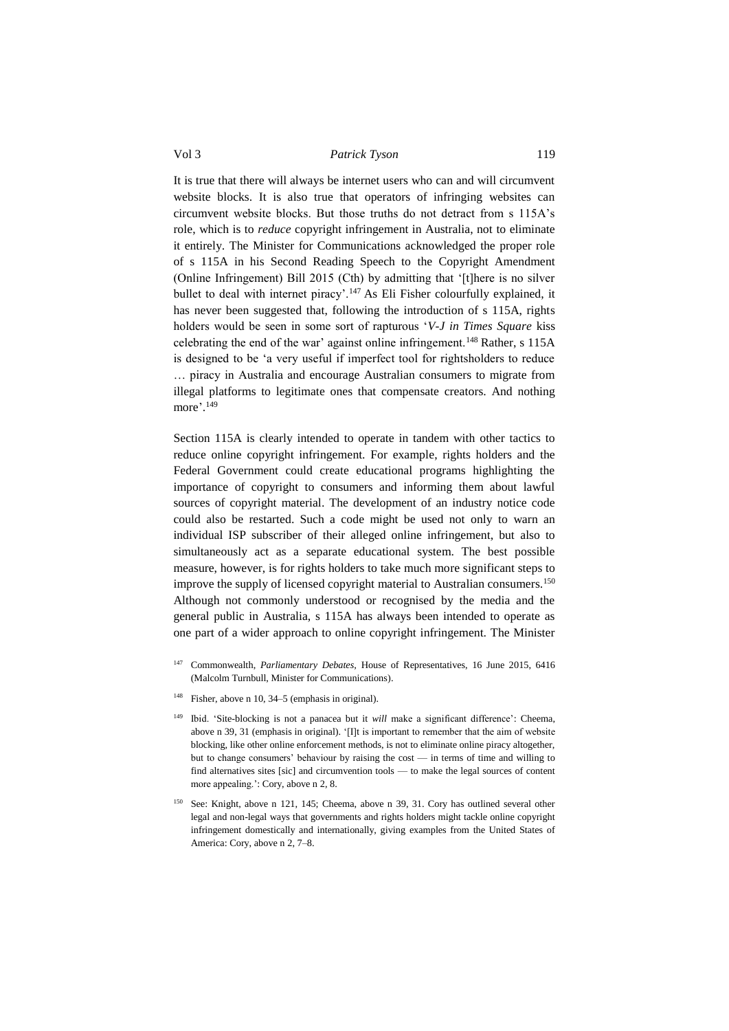It is true that there will always be internet users who can and will circumvent website blocks. It is also true that operators of infringing websites can circumvent website blocks. But those truths do not detract from s 115A's role, which is to *reduce* copyright infringement in Australia, not to eliminate it entirely. The Minister for Communications acknowledged the proper role of s 115A in his Second Reading Speech to the Copyright Amendment (Online Infringement) Bill 2015 (Cth) by admitting that '[t]here is no silver bullet to deal with internet piracy'.[147] As Eli Fisher colourfully explained, it has never been suggested that, following the introduction of s 115A, rights holders would be seen in some sort of rapturous '*V-J in Times Square* kiss celebrating the end of the war' against online infringement.[148] Rather, s 115A is designed to be 'a very useful if imperfect tool for rightsholders to reduce … piracy in Australia and encourage Australian consumers to migrate from illegal platforms to legitimate ones that compensate creators. And nothing more'.[149]

Section 115A is clearly intended to operate in tandem with other tactics to reduce online copyright infringement. For example, rights holders and the Federal Government could create educational programs highlighting the importance of copyright to consumers and informing them about lawful sources of copyright material. The development of an industry notice code could also be restarted. Such a code might be used not only to warn an individual ISP subscriber of their alleged online infringement, but also to simultaneously act as a separate educational system. The best possible measure, however, is for rights holders to take much more significant steps to improve the supply of licensed copyright material to Australian consumers.[150] Although not commonly understood or recognised by the media and the general public in Australia, s 115A has always been intended to operate as one part of a wider approach to online copyright infringement. The Minister

[147] Commonwealth, *Parliamentary Debates*, House of Representatives, 16 June 2015, 6416 (Malcolm Turnbull, Minister for Communications).

[148] Fisher, above n 10, 34–5 (emphasis in original).

[149] Ibid. 'Site-blocking is not a panacea but it *will* make a significant difference': Cheema, above n 39, 31 (emphasis in original). '[I]t is important to remember that the aim of website blocking, like other online enforcement methods, is not to eliminate online piracy altogether, but to change consumers' behaviour by raising the cost — in terms of time and willing to find alternatives sites [sic] and circumvention tools — to make the legal sources of content more appealing.': Cory, above n 2, 8.

[150] See: Knight, above n 121, 145; Cheema, above n 39, 31. Cory has outlined several other legal and non-legal ways that governments and rights holders might tackle online copyright infringement domestically and internationally, giving examples from the United States of America: Cory, above n 2, 7–8.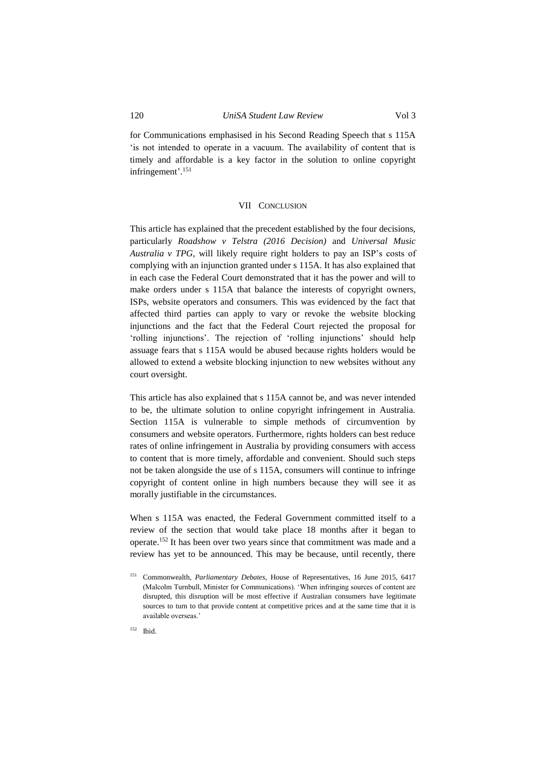for Communications emphasised in his Second Reading Speech that s 115A 'is not intended to operate in a vacuum. The availability of content that is timely and affordable is a key factor in the solution to online copyright infringement'.[151]

## VII Conclusion

This article has explained that the precedent established by the four decisions, particularly *Roadshow v Telstra (2016 Decision)* and *Universal Music Australia v TPG*, will likely require right holders to pay an ISP's costs of complying with an injunction granted under s 115A. It has also explained that in each case the Federal Court demonstrated that it has the power and will to make orders under s 115A that balance the interests of copyright owners, ISPs, website operators and consumers. This was evidenced by the fact that affected third parties can apply to vary or revoke the website blocking injunctions and the fact that the Federal Court rejected the proposal for 'rolling injunctions'. The rejection of 'rolling injunctions' should help assuage fears that s 115A would be abused because rights holders would be allowed to extend a website blocking injunction to new websites without any court oversight.

This article has also explained that s 115A cannot be, and was never intended to be, the ultimate solution to online copyright infringement in Australia. Section 115A is vulnerable to simple methods of circumvention by consumers and website operators. Furthermore, rights holders can best reduce rates of online infringement in Australia by providing consumers with access to content that is more timely, affordable and convenient. Should such steps not be taken alongside the use of s 115A, consumers will continue to infringe copyright of content online in high numbers because they will see it as morally justifiable in the circumstances.

When s 115A was enacted, the Federal Government committed itself to a review of the section that would take place 18 months after it began to operate.[152] It has been over two years since that commitment was made and a review has yet to be announced. This may be because, until recently, there

[151] Commonwealth, *Parliamentary Debates*, House of Representatives, 16 June 2015, 6417 (Malcolm Turnbull, Minister for Communications). 'When infringing sources of content are disrupted, this disruption will be most effective if Australian consumers have legitimate sources to turn to that provide content at competitive prices and at the same time that it is available overseas.'

[152] Ibid.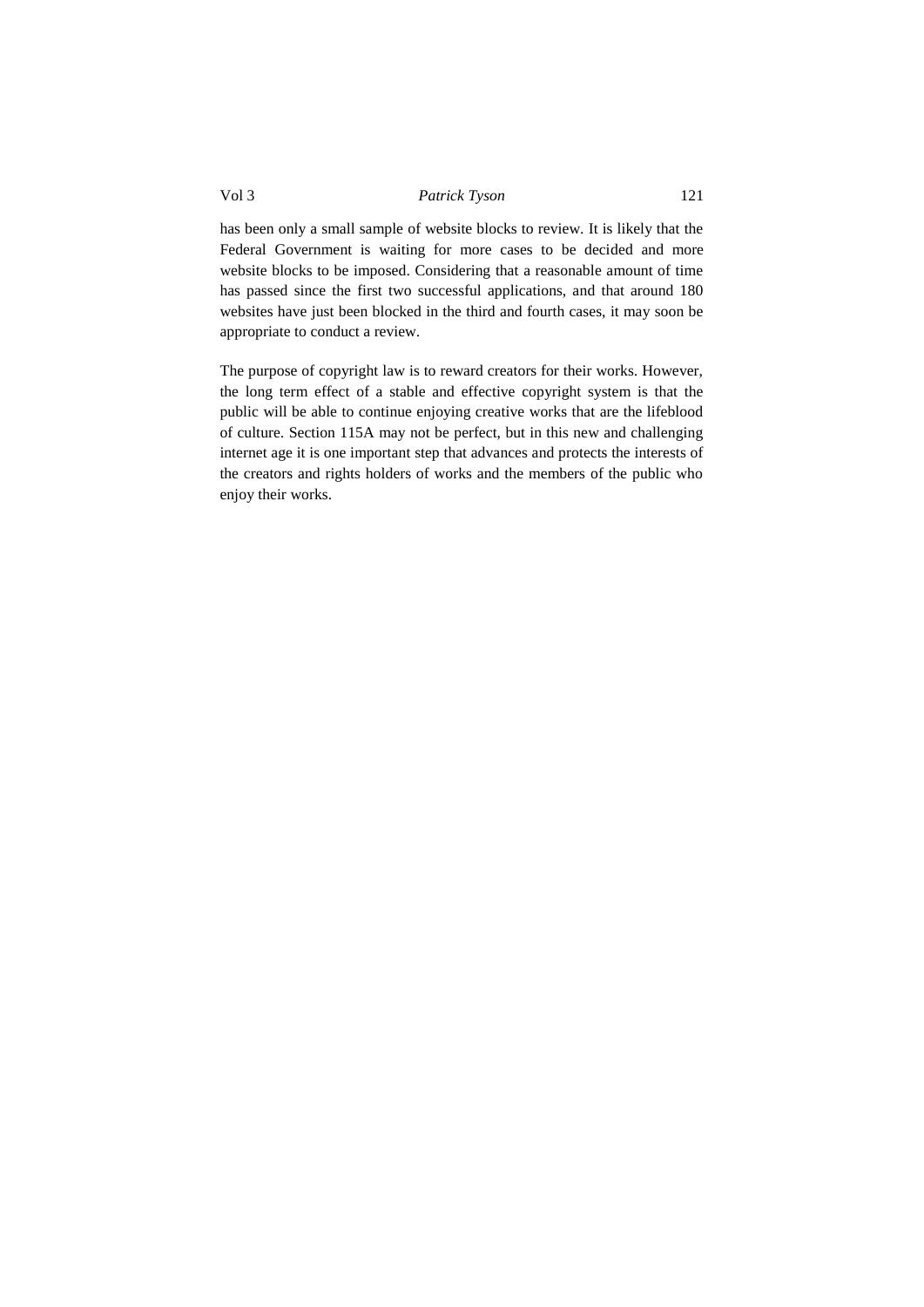has been only a small sample of website blocks to review. It is likely that the Federal Government is waiting for more cases to be decided and more website blocks to be imposed. Considering that a reasonable amount of time has passed since the first two successful applications, and that around 180 websites have just been blocked in the third and fourth cases, it may soon be appropriate to conduct a review.

The purpose of copyright law is to reward creators for their works. However, the long term effect of a stable and effective copyright system is that the public will be able to continue enjoying creative works that are the lifeblood of culture. Section 115A may not be perfect, but in this new and challenging internet age it is one important step that advances and protects the interests of the creators and rights holders of works and the members of the public who enjoy their works.